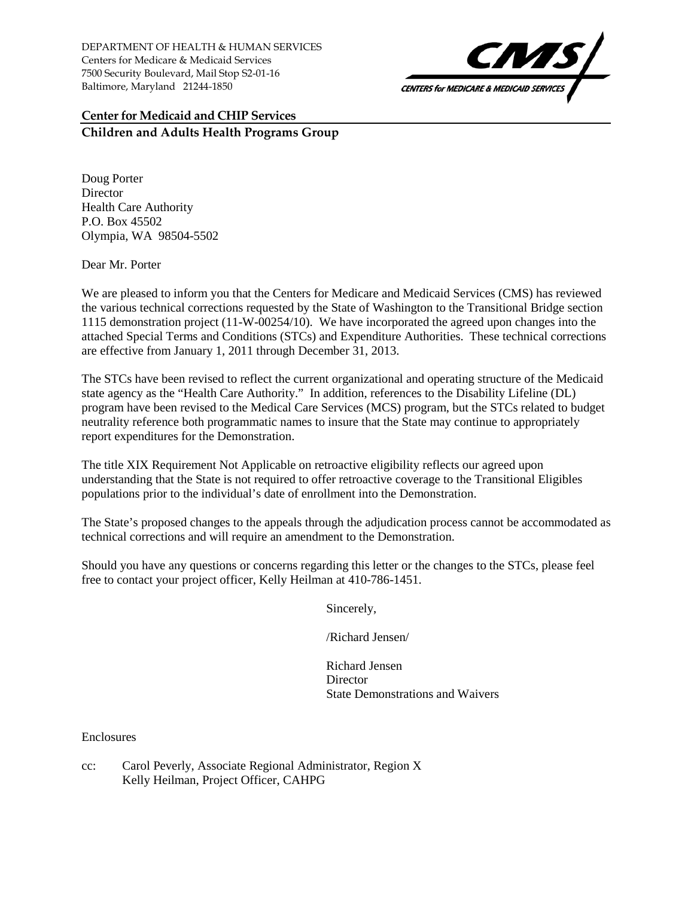DEPARTMENT OF HEALTH & HUMAN SERVICES
Centers for Medicare & Medicaid Services
7500 Security Boulevard, Mail Stop S2-01-16
Baltimore, Maryland 21244-1850

CMS
CENTERS for MEDICARE & MEDICAID SERVICES

**Center for Medicaid and CHIP Services**
**Children and Adults Health Programs Group**

Doug Porter
Director
Health Care Authority
P.O. Box 45502
Olympia, WA 98504-5502

Dear Mr. Porter

We are pleased to inform you that the Centers for Medicare and Medicaid Services (CMS) has reviewed the various technical corrections requested by the State of Washington to the Transitional Bridge section 1115 demonstration project (11-W-00254/10). We have incorporated the agreed upon changes into the attached Special Terms and Conditions (STCs) and Expenditure Authorities. These technical corrections are effective from January 1, 2011 through December 31, 2013.

The STCs have been revised to reflect the current organizational and operating structure of the Medicaid state agency as the "Health Care Authority." In addition, references to the Disability Lifeline (DL) program have been revised to the Medical Care Services (MCS) program, but the STCs related to budget neutrality reference both programmatic names to insure that the State may continue to appropriately report expenditures for the Demonstration.

The title XIX Requirement Not Applicable on retroactive eligibility reflects our agreed upon understanding that the State is not required to offer retroactive coverage to the Transitional Eligibles populations prior to the individual's date of enrollment into the Demonstration.

The State's proposed changes to the appeals through the adjudication process cannot be accommodated as technical corrections and will require an amendment to the Demonstration.

Should you have any questions or concerns regarding this letter or the changes to the STCs, please feel free to contact your project officer, Kelly Heilman at 410-786-1451.

Sincerely,

/Richard Jensen/

Richard Jensen
Director
State Demonstrations and Waivers

Enclosures

cc: Carol Peverly, Associate Regional Administrator, Region X
Kelly Heilman, Project Officer, CAHPG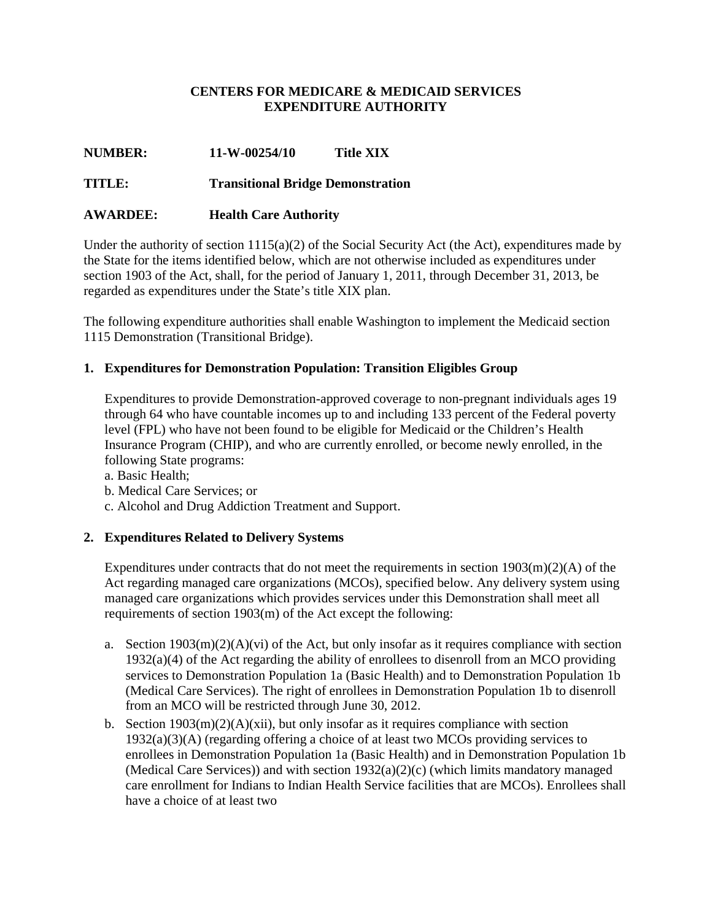**CENTERS FOR MEDICARE & MEDICAID SERVICES**
**EXPENDITURE AUTHORITY**

**NUMBER:** **11-W-00254/10** **Title XIX**

**TITLE:** **Transitional Bridge Demonstration**

**AWARDEE:** **Health Care Authority**

Under the authority of section 1115(a)(2) of the Social Security Act (the Act), expenditures made by the State for the items identified below, which are not otherwise included as expenditures under section 1903 of the Act, shall, for the period of January 1, 2011, through December 31, 2013, be regarded as expenditures under the State's title XIX plan.

The following expenditure authorities shall enable Washington to implement the Medicaid section 1115 Demonstration (Transitional Bridge).

**1. Expenditures for Demonstration Population: Transition Eligibles Group**

Expenditures to provide Demonstration-approved coverage to non-pregnant individuals ages 19 through 64 who have countable incomes up to and including 133 percent of the Federal poverty level (FPL) who have not been found to be eligible for Medicaid or the Children's Health Insurance Program (CHIP), and who are currently enrolled, or become newly enrolled, in the following State programs:

a. Basic Health;
b. Medical Care Services; or
c. Alcohol and Drug Addiction Treatment and Support.

**2. Expenditures Related to Delivery Systems**

Expenditures under contracts that do not meet the requirements in section 1903(m)(2)(A) of the Act regarding managed care organizations (MCOs), specified below. Any delivery system using managed care organizations which provides services under this Demonstration shall meet all requirements of section 1903(m) of the Act except the following:

a. Section 1903(m)(2)(A)(vi) of the Act, but only insofar as it requires compliance with section 1932(a)(4) of the Act regarding the ability of enrollees to disenroll from an MCO providing services to Demonstration Population 1a (Basic Health) and to Demonstration Population 1b (Medical Care Services). The right of enrollees in Demonstration Population 1b to disenroll from an MCO will be restricted through June 30, 2012.

b. Section 1903(m)(2)(A)(xii), but only insofar as it requires compliance with section 1932(a)(3)(A) (regarding offering a choice of at least two MCOs providing services to enrollees in Demonstration Population 1a (Basic Health) and in Demonstration Population 1b (Medical Care Services)) and with section 1932(a)(2)(c) (which limits mandatory managed care enrollment for Indians to Indian Health Service facilities that are MCOs). Enrollees shall have a choice of at least two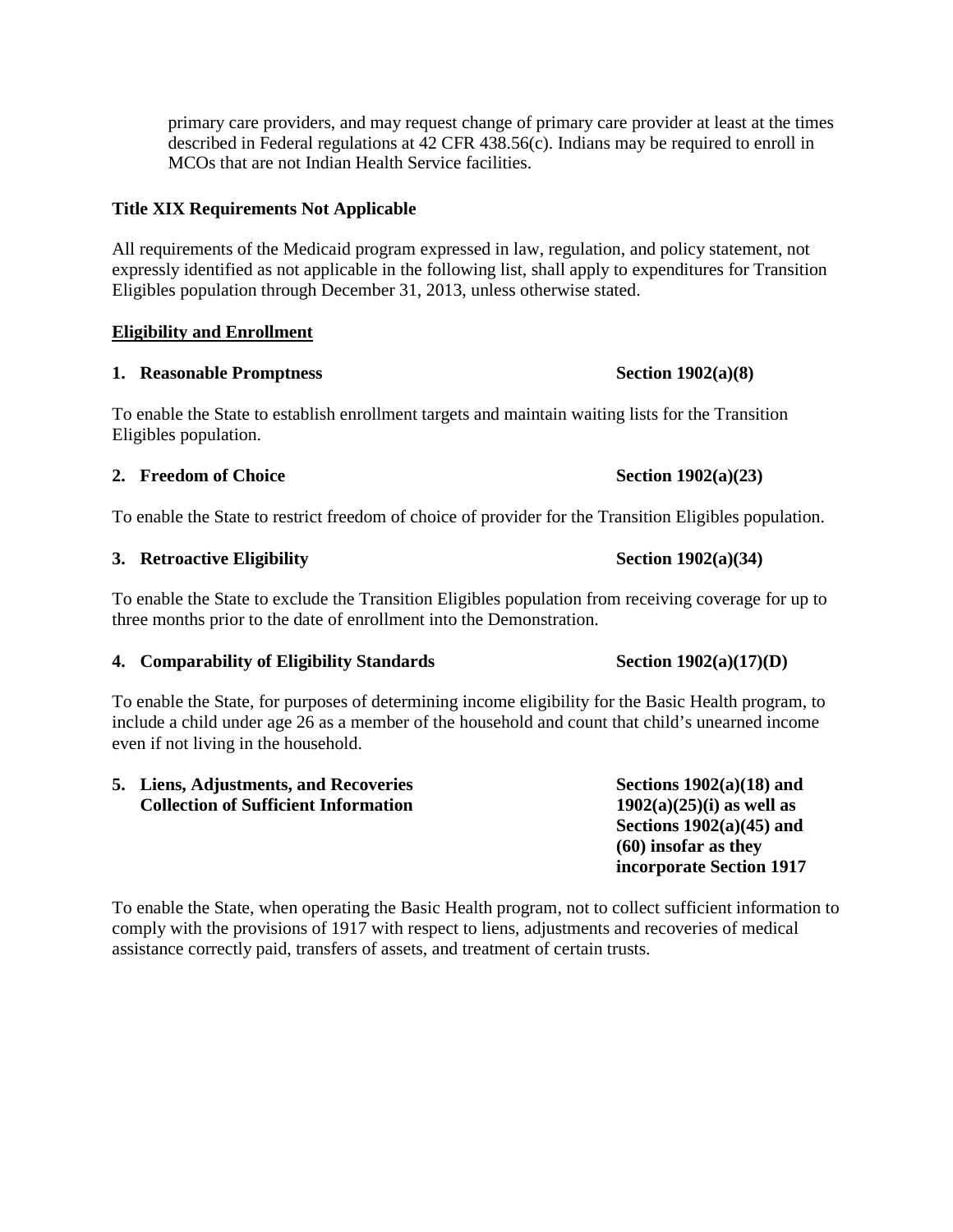primary care providers, and may request change of primary care provider at least at the times described in Federal regulations at 42 CFR 438.56(c). Indians may be required to enroll in MCOs that are not Indian Health Service facilities.

**Title XIX Requirements Not Applicable**

All requirements of the Medicaid program expressed in law, regulation, and policy statement, not expressly identified as not applicable in the following list, shall apply to expenditures for Transition Eligibles population through December 31, 2013, unless otherwise stated.

**<u>Eligibility and Enrollment</u>**

**1. Reasonable Promptness — Section 1902(a)(8)**

To enable the State to establish enrollment targets and maintain waiting lists for the Transition Eligibles population.

**2. Freedom of Choice — Section 1902(a)(23)**

To enable the State to restrict freedom of choice of provider for the Transition Eligibles population.

**3. Retroactive Eligibility — Section 1902(a)(34)**

To enable the State to exclude the Transition Eligibles population from receiving coverage for up to three months prior to the date of enrollment into the Demonstration.

**4. Comparability of Eligibility Standards — Section 1902(a)(17)(D)**

To enable the State, for purposes of determining income eligibility for the Basic Health program, to include a child under age 26 as a member of the household and count that child's unearned income even if not living in the household.

**5. Liens, Adjustments, and Recoveries Collection of Sufficient Information — Sections 1902(a)(18) and 1902(a)(25)(i) as well as Sections 1902(a)(45) and (60) insofar as they incorporate Section 1917**

To enable the State, when operating the Basic Health program, not to collect sufficient information to comply with the provisions of 1917 with respect to liens, adjustments and recoveries of medical assistance correctly paid, transfers of assets, and treatment of certain trusts.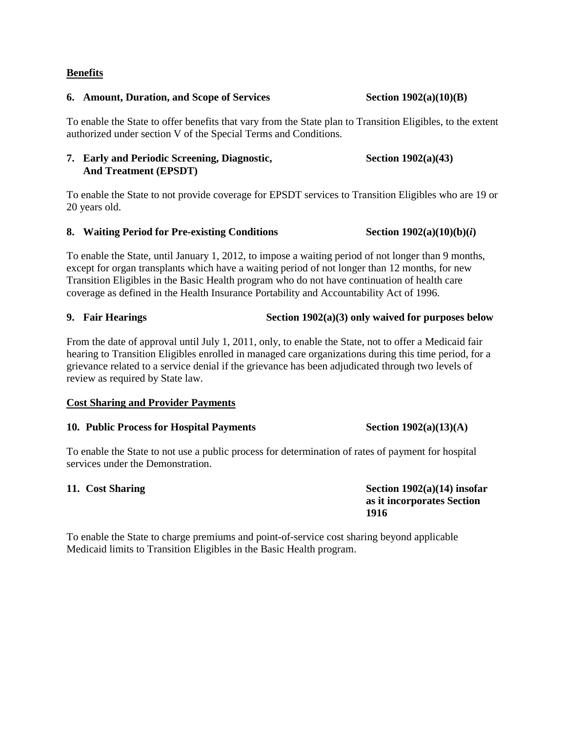**Benefits**

**6. Amount, Duration, and Scope of Services** **Section 1902(a)(10)(B)**

To enable the State to offer benefits that vary from the State plan to Transition Eligibles, to the extent authorized under section V of the Special Terms and Conditions.

**7. Early and Periodic Screening, Diagnostic, And Treatment (EPSDT)** **Section 1902(a)(43)**

To enable the State to not provide coverage for EPSDT services to Transition Eligibles who are 19 or 20 years old.

**8. Waiting Period for Pre-existing Conditions** **Section 1902(a)(10)(b)(*i*)**

To enable the State, until January 1, 2012, to impose a waiting period of not longer than 9 months, except for organ transplants which have a waiting period of not longer than 12 months, for new Transition Eligibles in the Basic Health program who do not have continuation of health care coverage as defined in the Health Insurance Portability and Accountability Act of 1996.

**9. Fair Hearings** **Section 1902(a)(3) only waived for purposes below**

From the date of approval until July 1, 2011, only, to enable the State, not to offer a Medicaid fair hearing to Transition Eligibles enrolled in managed care organizations during this time period, for a grievance related to a service denial if the grievance has been adjudicated through two levels of review as required by State law.

**Cost Sharing and Provider Payments**

**10. Public Process for Hospital Payments** **Section 1902(a)(13)(A)**

To enable the State to not use a public process for determination of rates of payment for hospital services under the Demonstration.

**11. Cost Sharing** **Section 1902(a)(14) insofar as it incorporates Section 1916**

To enable the State to charge premiums and point-of-service cost sharing beyond applicable Medicaid limits to Transition Eligibles in the Basic Health program.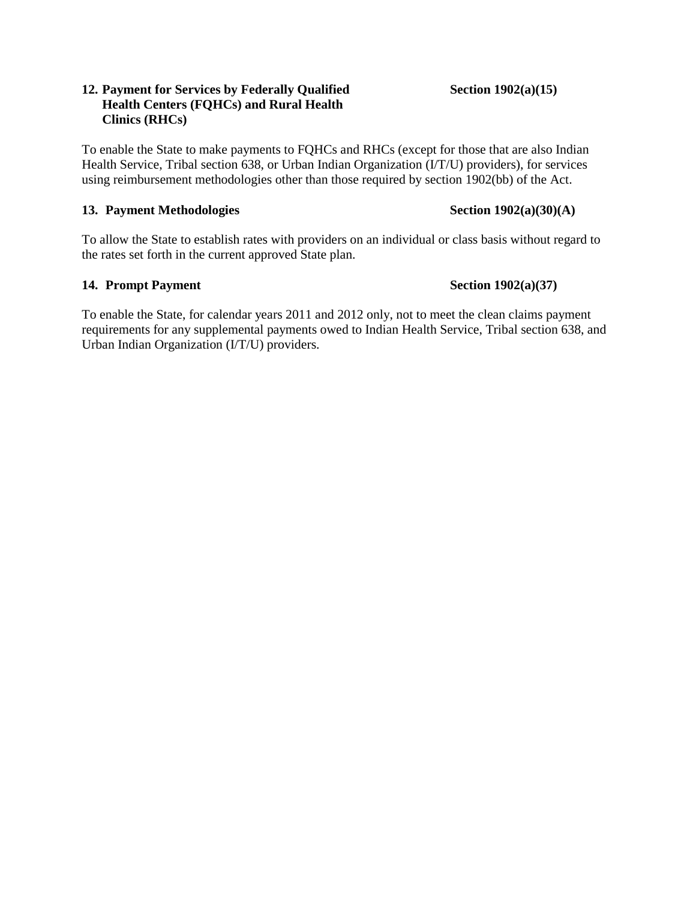**12. Payment for Services by Federally Qualified Health Centers (FQHCs) and Rural Health Clinics (RHCs)** **Section 1902(a)(15)**

To enable the State to make payments to FQHCs and RHCs (except for those that are also Indian Health Service, Tribal section 638, or Urban Indian Organization (I/T/U) providers), for services using reimbursement methodologies other than those required by section 1902(bb) of the Act.

**13. Payment Methodologies** **Section 1902(a)(30)(A)**

To allow the State to establish rates with providers on an individual or class basis without regard to the rates set forth in the current approved State plan.

**14. Prompt Payment** **Section 1902(a)(37)**

To enable the State, for calendar years 2011 and 2012 only, not to meet the clean claims payment requirements for any supplemental payments owed to Indian Health Service, Tribal section 638, and Urban Indian Organization (I/T/U) providers.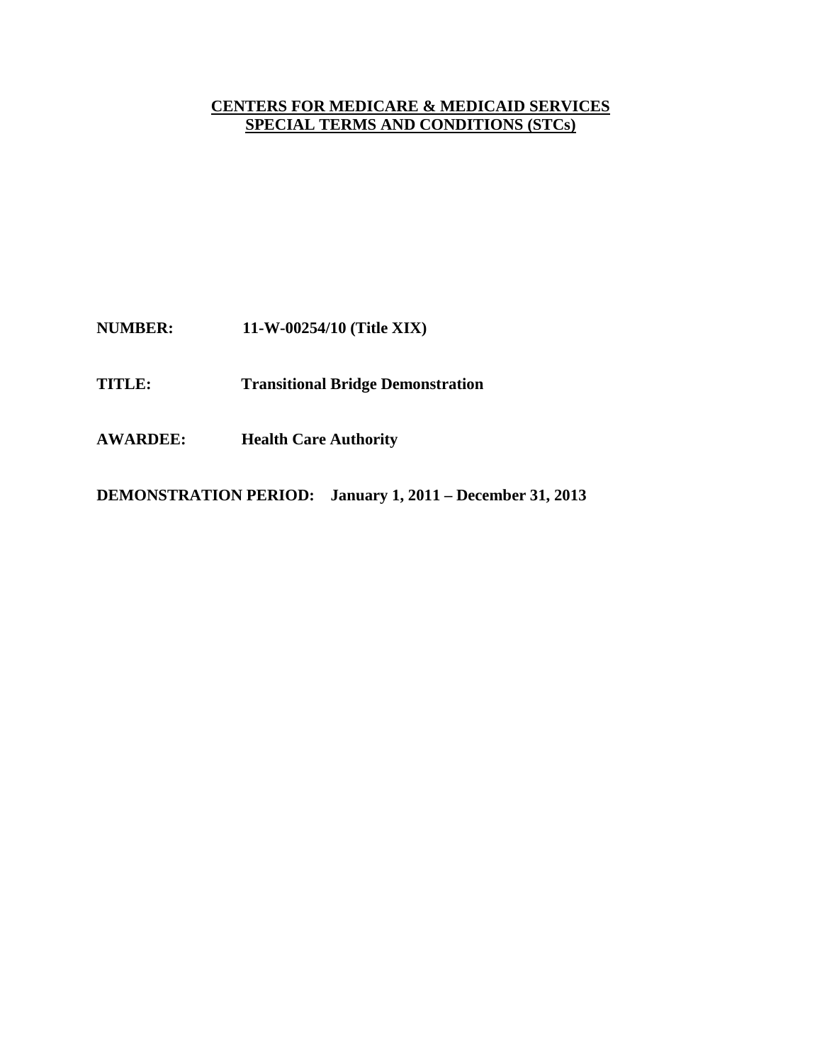**CENTERS FOR MEDICARE & MEDICAID SERVICES**
**SPECIAL TERMS AND CONDITIONS (STCs)**

**NUMBER:** **11-W-00254/10 (Title XIX)**

**TITLE:** **Transitional Bridge Demonstration**

**AWARDEE:** **Health Care Authority**

**DEMONSTRATION PERIOD:** **January 1, 2011 – December 31, 2013**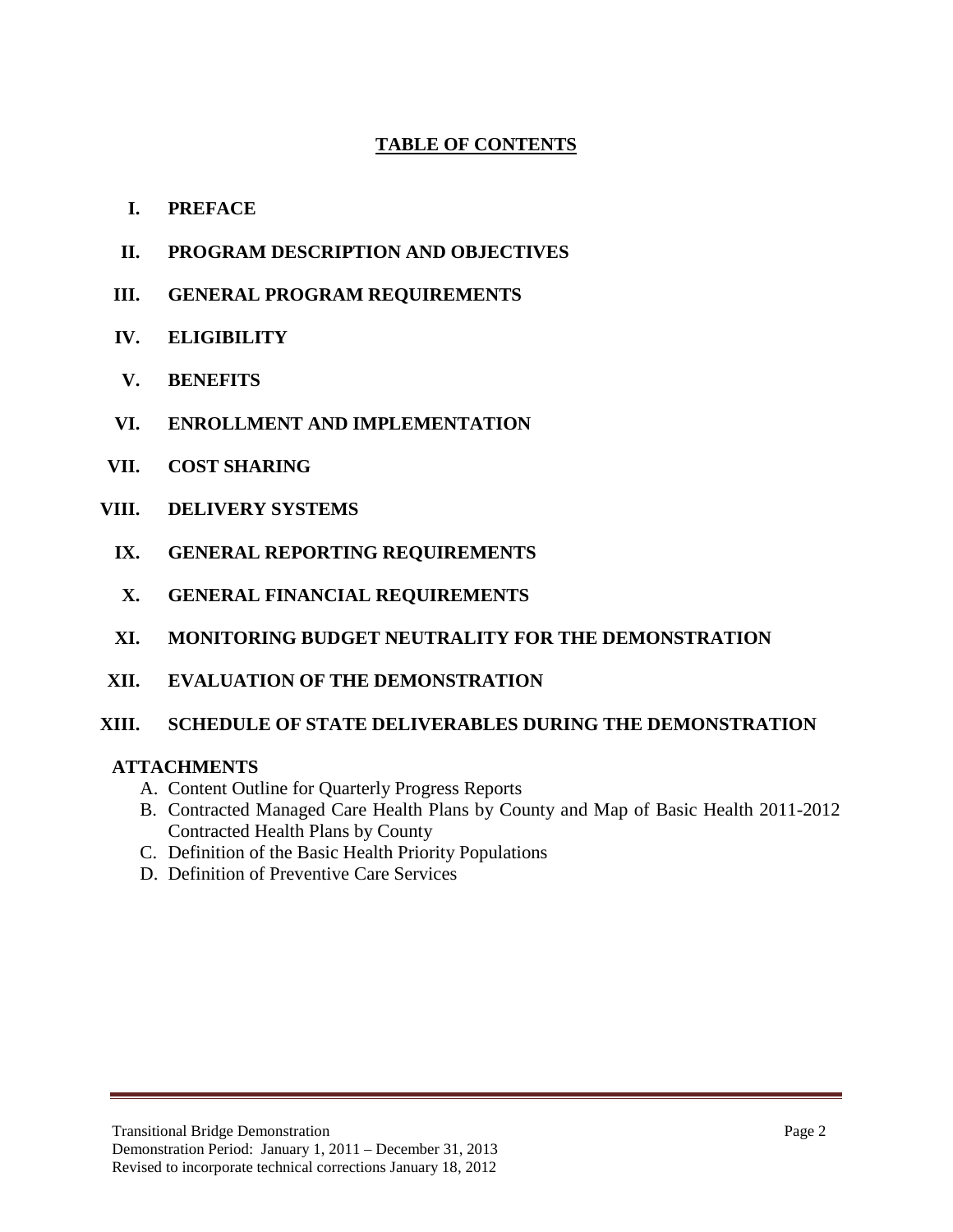# TABLE OF CONTENTS

- **I. PREFACE**
- **II. PROGRAM DESCRIPTION AND OBJECTIVES**
- **III. GENERAL PROGRAM REQUIREMENTS**
- **IV. ELIGIBILITY**
- **V. BENEFITS**
- **VI. ENROLLMENT AND IMPLEMENTATION**
- **VII. COST SHARING**
- **VIII. DELIVERY SYSTEMS**
- **IX. GENERAL REPORTING REQUIREMENTS**
- **X. GENERAL FINANCIAL REQUIREMENTS**
- **XI. MONITORING BUDGET NEUTRALITY FOR THE DEMONSTRATION**
- **XII. EVALUATION OF THE DEMONSTRATION**
- **XIII. SCHEDULE OF STATE DELIVERABLES DURING THE DEMONSTRATION**

**ATTACHMENTS**

A. Content Outline for Quarterly Progress Reports
B. Contracted Managed Care Health Plans by County and Map of Basic Health 2011-2012 Contracted Health Plans by County
C. Definition of the Basic Health Priority Populations
D. Definition of Preventive Care Services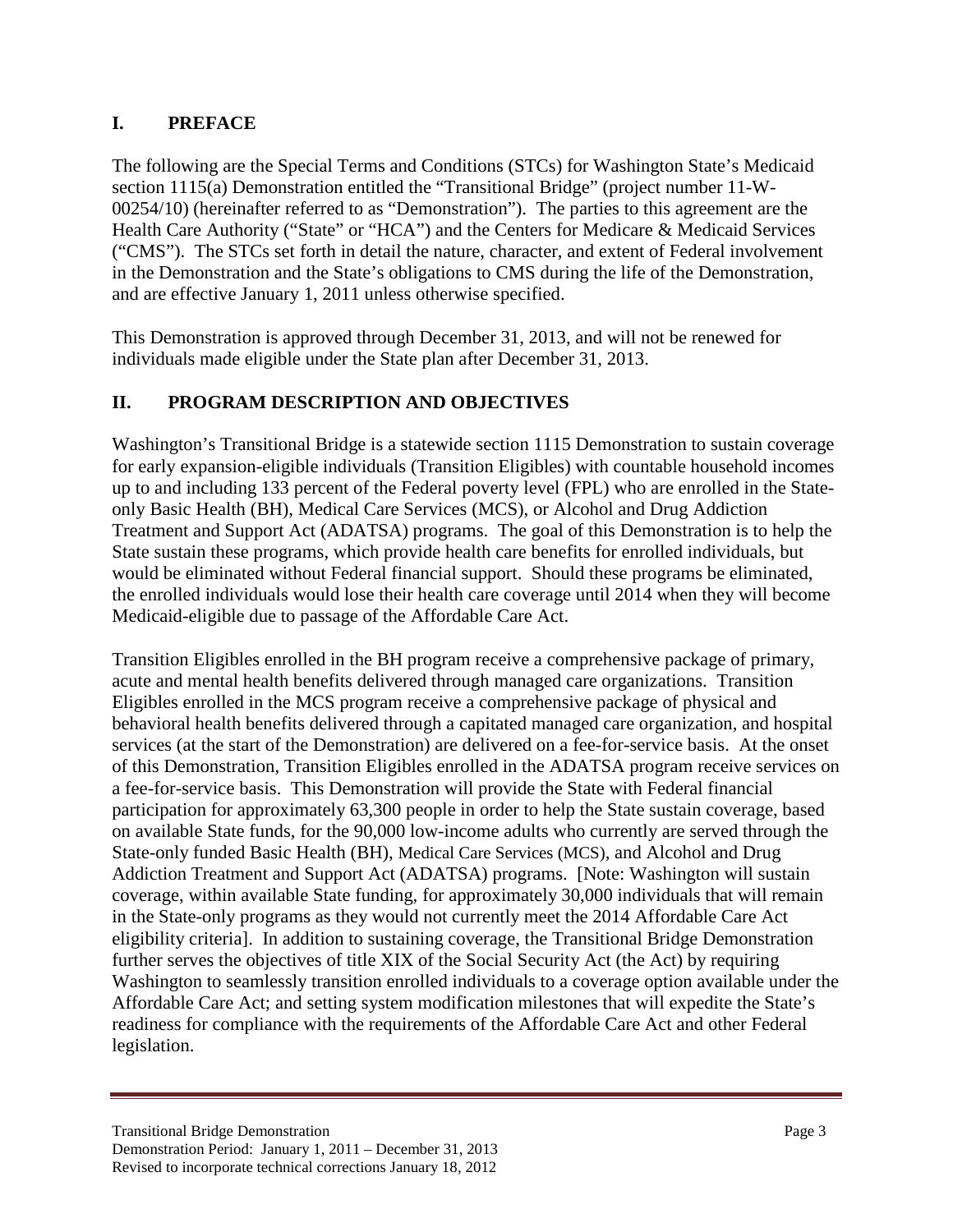## I. PREFACE

The following are the Special Terms and Conditions (STCs) for Washington State's Medicaid section 1115(a) Demonstration entitled the "Transitional Bridge" (project number 11-W-00254/10) (hereinafter referred to as "Demonstration"). The parties to this agreement are the Health Care Authority ("State" or "HCA") and the Centers for Medicare & Medicaid Services ("CMS"). The STCs set forth in detail the nature, character, and extent of Federal involvement in the Demonstration and the State's obligations to CMS during the life of the Demonstration, and are effective January 1, 2011 unless otherwise specified.

This Demonstration is approved through December 31, 2013, and will not be renewed for individuals made eligible under the State plan after December 31, 2013.

## II. PROGRAM DESCRIPTION AND OBJECTIVES

Washington's Transitional Bridge is a statewide section 1115 Demonstration to sustain coverage for early expansion-eligible individuals (Transition Eligibles) with countable household incomes up to and including 133 percent of the Federal poverty level (FPL) who are enrolled in the State-only Basic Health (BH), Medical Care Services (MCS), or Alcohol and Drug Addiction Treatment and Support Act (ADATSA) programs. The goal of this Demonstration is to help the State sustain these programs, which provide health care benefits for enrolled individuals, but would be eliminated without Federal financial support. Should these programs be eliminated, the enrolled individuals would lose their health care coverage until 2014 when they will become Medicaid-eligible due to passage of the Affordable Care Act.

Transition Eligibles enrolled in the BH program receive a comprehensive package of primary, acute and mental health benefits delivered through managed care organizations. Transition Eligibles enrolled in the MCS program receive a comprehensive package of physical and behavioral health benefits delivered through a capitated managed care organization, and hospital services (at the start of the Demonstration) are delivered on a fee-for-service basis. At the onset of this Demonstration, Transition Eligibles enrolled in the ADATSA program receive services on a fee-for-service basis. This Demonstration will provide the State with Federal financial participation for approximately 63,300 people in order to help the State sustain coverage, based on available State funds, for the 90,000 low-income adults who currently are served through the State-only funded Basic Health (BH), Medical Care Services (MCS), and Alcohol and Drug Addiction Treatment and Support Act (ADATSA) programs. [Note: Washington will sustain coverage, within available State funding, for approximately 30,000 individuals that will remain in the State-only programs as they would not currently meet the 2014 Affordable Care Act eligibility criteria]. In addition to sustaining coverage, the Transitional Bridge Demonstration further serves the objectives of title XIX of the Social Security Act (the Act) by requiring Washington to seamlessly transition enrolled individuals to a coverage option available under the Affordable Care Act; and setting system modification milestones that will expedite the State's readiness for compliance with the requirements of the Affordable Care Act and other Federal legislation.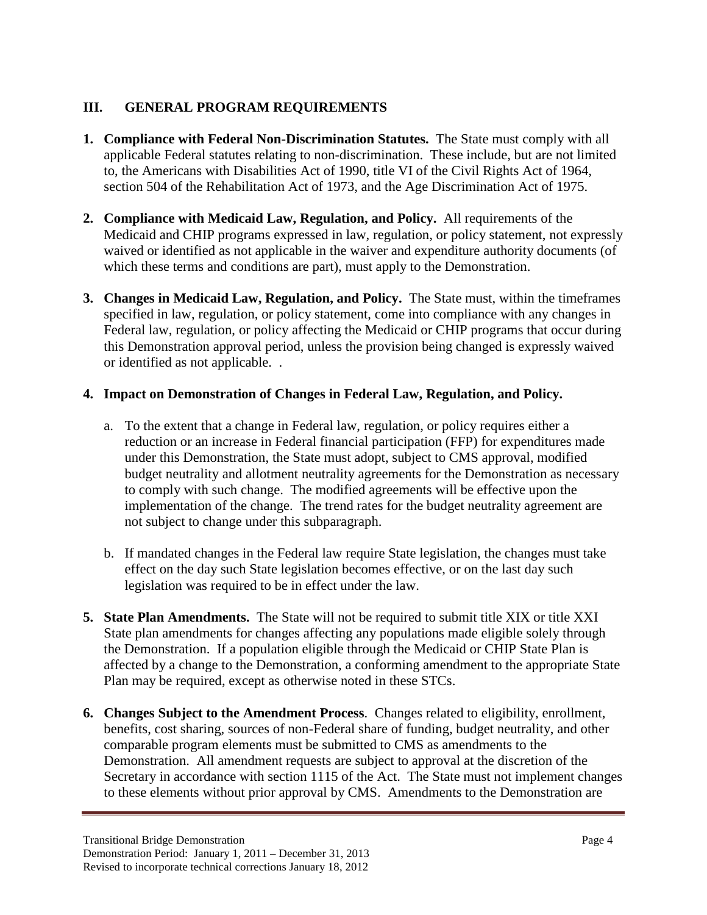## III. GENERAL PROGRAM REQUIREMENTS

1. **Compliance with Federal Non-Discrimination Statutes.** The State must comply with all applicable Federal statutes relating to non-discrimination. These include, but are not limited to, the Americans with Disabilities Act of 1990, title VI of the Civil Rights Act of 1964, section 504 of the Rehabilitation Act of 1973, and the Age Discrimination Act of 1975.

2. **Compliance with Medicaid Law, Regulation, and Policy.** All requirements of the Medicaid and CHIP programs expressed in law, regulation, or policy statement, not expressly waived or identified as not applicable in the waiver and expenditure authority documents (of which these terms and conditions are part), must apply to the Demonstration.

3. **Changes in Medicaid Law, Regulation, and Policy.** The State must, within the timeframes specified in law, regulation, or policy statement, come into compliance with any changes in Federal law, regulation, or policy affecting the Medicaid or CHIP programs that occur during this Demonstration approval period, unless the provision being changed is expressly waived or identified as not applicable. .

4. **Impact on Demonstration of Changes in Federal Law, Regulation, and Policy.**

   a. To the extent that a change in Federal law, regulation, or policy requires either a reduction or an increase in Federal financial participation (FFP) for expenditures made under this Demonstration, the State must adopt, subject to CMS approval, modified budget neutrality and allotment neutrality agreements for the Demonstration as necessary to comply with such change. The modified agreements will be effective upon the implementation of the change. The trend rates for the budget neutrality agreement are not subject to change under this subparagraph.

   b. If mandated changes in the Federal law require State legislation, the changes must take effect on the day such State legislation becomes effective, or on the last day such legislation was required to be in effect under the law.

5. **State Plan Amendments.** The State will not be required to submit title XIX or title XXI State plan amendments for changes affecting any populations made eligible solely through the Demonstration. If a population eligible through the Medicaid or CHIP State Plan is affected by a change to the Demonstration, a conforming amendment to the appropriate State Plan may be required, except as otherwise noted in these STCs.

6. **Changes Subject to the Amendment Process**. Changes related to eligibility, enrollment, benefits, cost sharing, sources of non-Federal share of funding, budget neutrality, and other comparable program elements must be submitted to CMS as amendments to the Demonstration. All amendment requests are subject to approval at the discretion of the Secretary in accordance with section 1115 of the Act. The State must not implement changes to these elements without prior approval by CMS. Amendments to the Demonstration are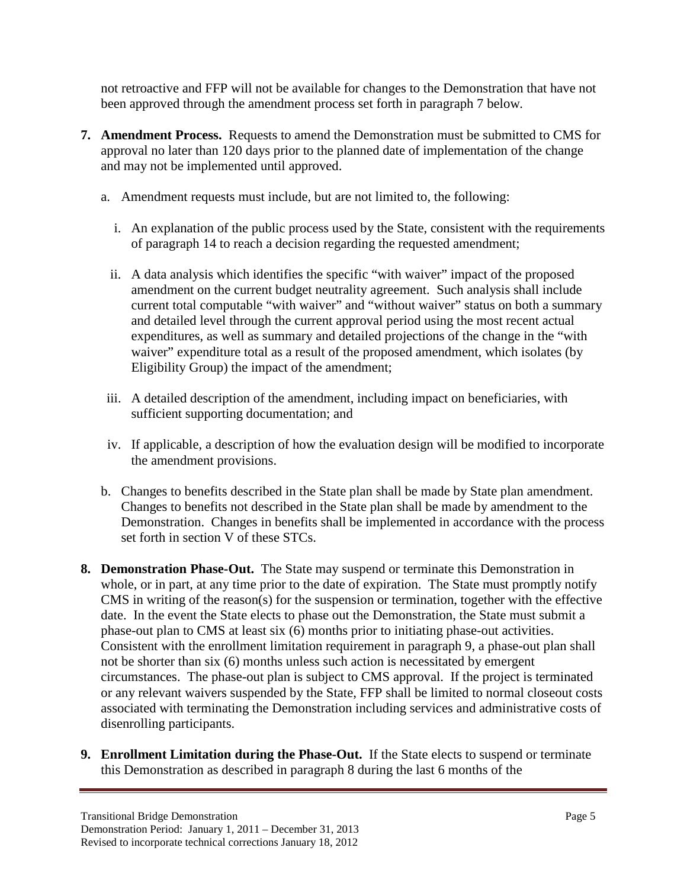not retroactive and FFP will not be available for changes to the Demonstration that have not been approved through the amendment process set forth in paragraph 7 below.

7. **Amendment Process.** Requests to amend the Demonstration must be submitted to CMS for approval no later than 120 days prior to the planned date of implementation of the change and may not be implemented until approved.

   a. Amendment requests must include, but are not limited to, the following:

      i. An explanation of the public process used by the State, consistent with the requirements of paragraph 14 to reach a decision regarding the requested amendment;

      ii. A data analysis which identifies the specific "with waiver" impact of the proposed amendment on the current budget neutrality agreement. Such analysis shall include current total computable "with waiver" and "without waiver" status on both a summary and detailed level through the current approval period using the most recent actual expenditures, as well as summary and detailed projections of the change in the "with waiver" expenditure total as a result of the proposed amendment, which isolates (by Eligibility Group) the impact of the amendment;

      iii. A detailed description of the amendment, including impact on beneficiaries, with sufficient supporting documentation; and

      iv. If applicable, a description of how the evaluation design will be modified to incorporate the amendment provisions.

   b. Changes to benefits described in the State plan shall be made by State plan amendment. Changes to benefits not described in the State plan shall be made by amendment to the Demonstration. Changes in benefits shall be implemented in accordance with the process set forth in section V of these STCs.

8. **Demonstration Phase-Out.** The State may suspend or terminate this Demonstration in whole, or in part, at any time prior to the date of expiration. The State must promptly notify CMS in writing of the reason(s) for the suspension or termination, together with the effective date. In the event the State elects to phase out the Demonstration, the State must submit a phase-out plan to CMS at least six (6) months prior to initiating phase-out activities. Consistent with the enrollment limitation requirement in paragraph 9, a phase-out plan shall not be shorter than six (6) months unless such action is necessitated by emergent circumstances. The phase-out plan is subject to CMS approval. If the project is terminated or any relevant waivers suspended by the State, FFP shall be limited to normal closeout costs associated with terminating the Demonstration including services and administrative costs of disenrolling participants.

9. **Enrollment Limitation during the Phase-Out.** If the State elects to suspend or terminate this Demonstration as described in paragraph 8 during the last 6 months of the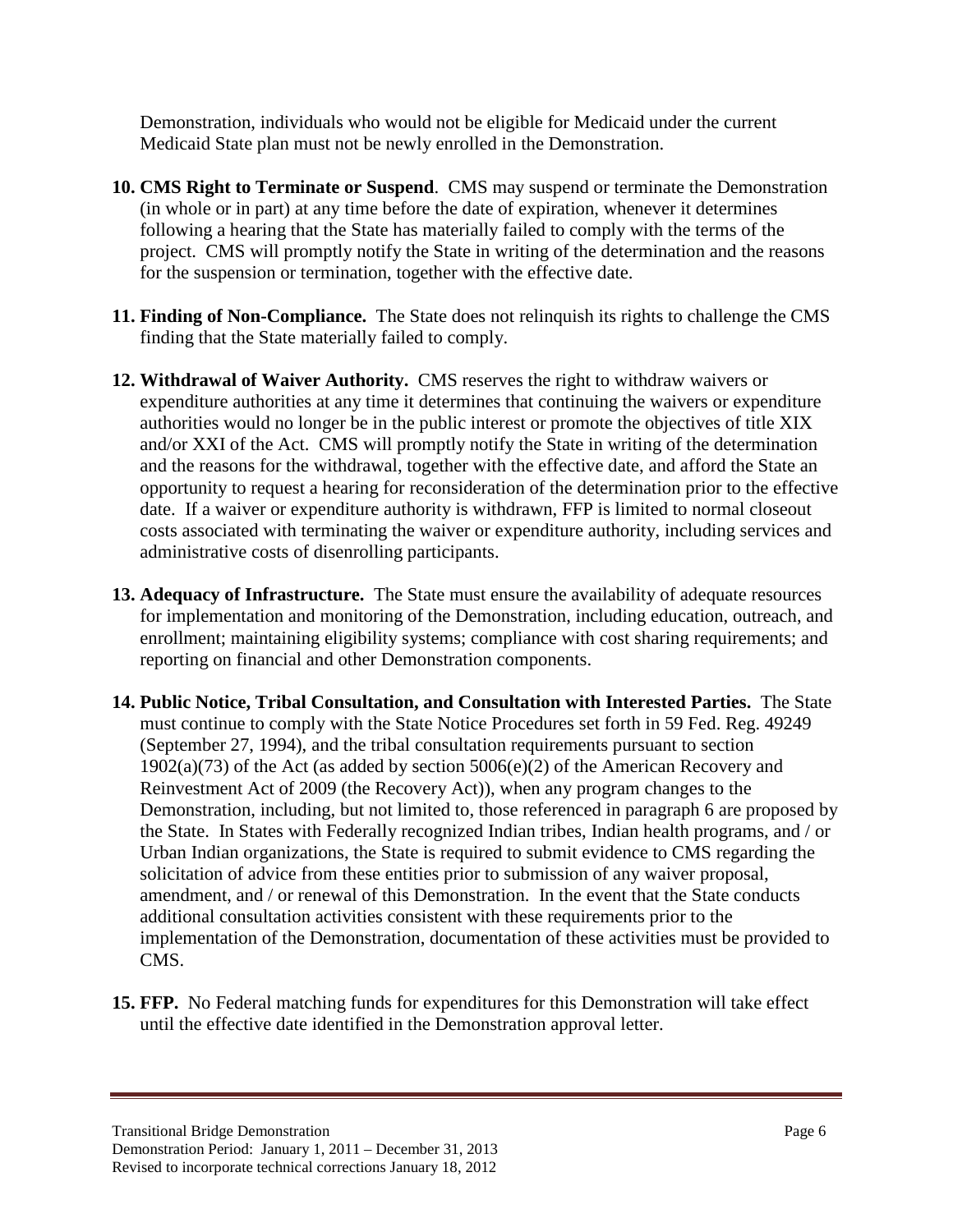Demonstration, individuals who would not be eligible for Medicaid under the current Medicaid State plan must not be newly enrolled in the Demonstration.

10. **CMS Right to Terminate or Suspend**. CMS may suspend or terminate the Demonstration (in whole or in part) at any time before the date of expiration, whenever it determines following a hearing that the State has materially failed to comply with the terms of the project. CMS will promptly notify the State in writing of the determination and the reasons for the suspension or termination, together with the effective date.

11. **Finding of Non-Compliance.** The State does not relinquish its rights to challenge the CMS finding that the State materially failed to comply.

12. **Withdrawal of Waiver Authority.** CMS reserves the right to withdraw waivers or expenditure authorities at any time it determines that continuing the waivers or expenditure authorities would no longer be in the public interest or promote the objectives of title XIX and/or XXI of the Act. CMS will promptly notify the State in writing of the determination and the reasons for the withdrawal, together with the effective date, and afford the State an opportunity to request a hearing for reconsideration of the determination prior to the effective date. If a waiver or expenditure authority is withdrawn, FFP is limited to normal closeout costs associated with terminating the waiver or expenditure authority, including services and administrative costs of disenrolling participants.

13. **Adequacy of Infrastructure.** The State must ensure the availability of adequate resources for implementation and monitoring of the Demonstration, including education, outreach, and enrollment; maintaining eligibility systems; compliance with cost sharing requirements; and reporting on financial and other Demonstration components.

14. **Public Notice, Tribal Consultation, and Consultation with Interested Parties.** The State must continue to comply with the State Notice Procedures set forth in 59 Fed. Reg. 49249 (September 27, 1994), and the tribal consultation requirements pursuant to section 1902(a)(73) of the Act (as added by section 5006(e)(2) of the American Recovery and Reinvestment Act of 2009 (the Recovery Act)), when any program changes to the Demonstration, including, but not limited to, those referenced in paragraph 6 are proposed by the State. In States with Federally recognized Indian tribes, Indian health programs, and / or Urban Indian organizations, the State is required to submit evidence to CMS regarding the solicitation of advice from these entities prior to submission of any waiver proposal, amendment, and / or renewal of this Demonstration. In the event that the State conducts additional consultation activities consistent with these requirements prior to the implementation of the Demonstration, documentation of these activities must be provided to CMS.

15. **FFP.** No Federal matching funds for expenditures for this Demonstration will take effect until the effective date identified in the Demonstration approval letter.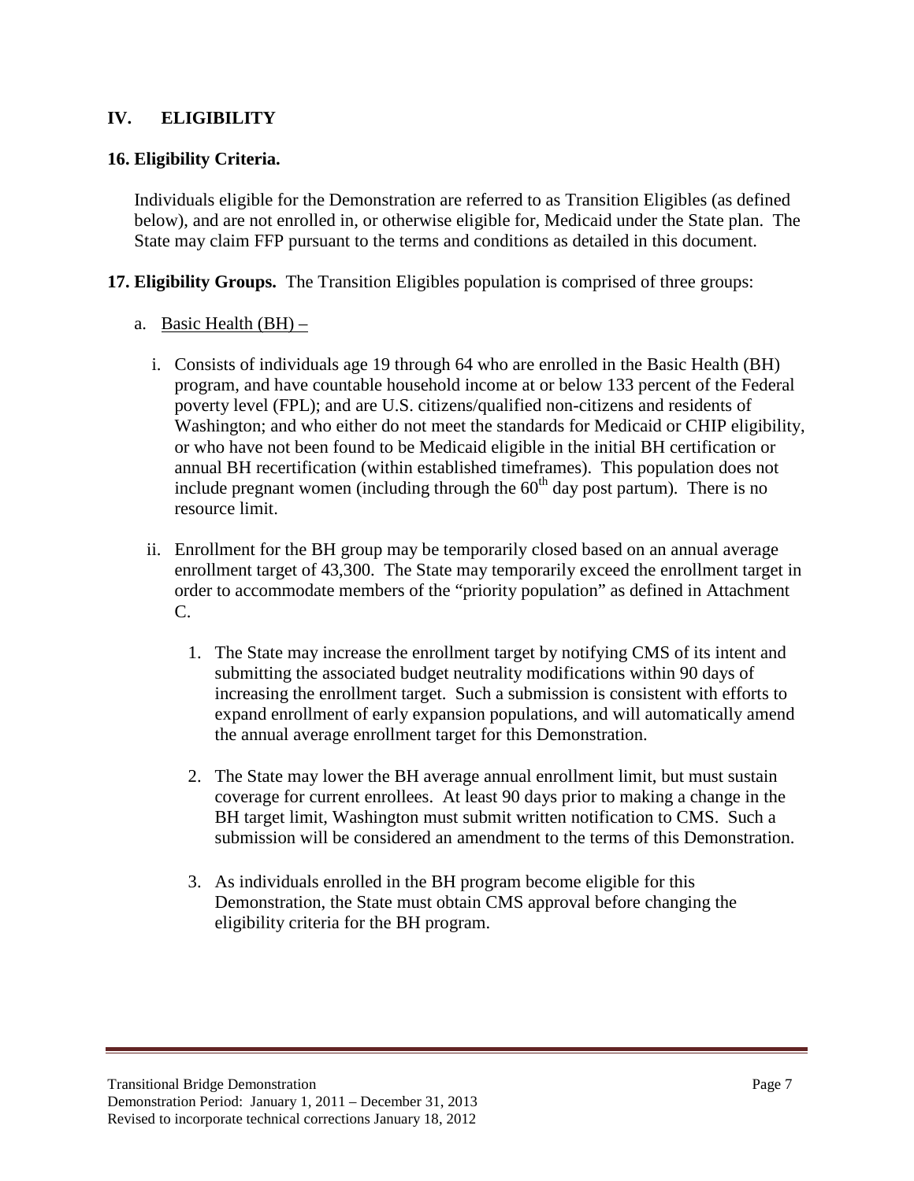## IV. ELIGIBILITY

### 16. Eligibility Criteria.

Individuals eligible for the Demonstration are referred to as Transition Eligibles (as defined below), and are not enrolled in, or otherwise eligible for, Medicaid under the State plan. The State may claim FFP pursuant to the terms and conditions as detailed in this document.

**17. Eligibility Groups.** The Transition Eligibles population is comprised of three groups:

a. Basic Health (BH) –

i. Consists of individuals age 19 through 64 who are enrolled in the Basic Health (BH) program, and have countable household income at or below 133 percent of the Federal poverty level (FPL); and are U.S. citizens/qualified non-citizens and residents of Washington; and who either do not meet the standards for Medicaid or CHIP eligibility, or who have not been found to be Medicaid eligible in the initial BH certification or annual BH recertification (within established timeframes). This population does not include pregnant women (including through the $60^{th}$ day post partum). There is no resource limit.

ii. Enrollment for the BH group may be temporarily closed based on an annual average enrollment target of 43,300. The State may temporarily exceed the enrollment target in order to accommodate members of the "priority population" as defined in Attachment C.

1. The State may increase the enrollment target by notifying CMS of its intent and submitting the associated budget neutrality modifications within 90 days of increasing the enrollment target. Such a submission is consistent with efforts to expand enrollment of early expansion populations, and will automatically amend the annual average enrollment target for this Demonstration.

2. The State may lower the BH average annual enrollment limit, but must sustain coverage for current enrollees. At least 90 days prior to making a change in the BH target limit, Washington must submit written notification to CMS. Such a submission will be considered an amendment to the terms of this Demonstration.

3. As individuals enrolled in the BH program become eligible for this Demonstration, the State must obtain CMS approval before changing the eligibility criteria for the BH program.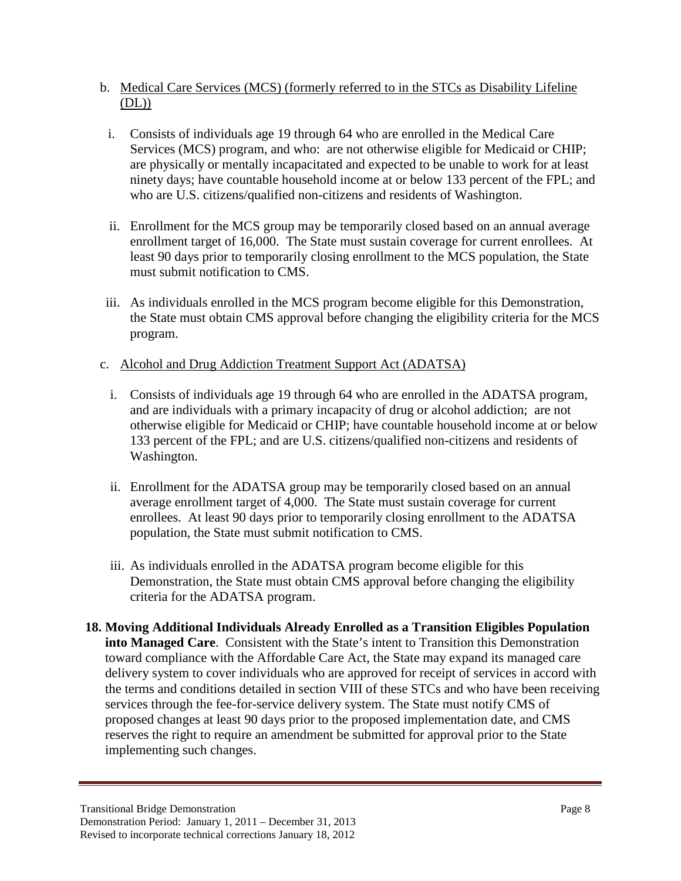b. Medical Care Services (MCS) (formerly referred to in the STCs as Disability Lifeline (DL))

   i. Consists of individuals age 19 through 64 who are enrolled in the Medical Care Services (MCS) program, and who: are not otherwise eligible for Medicaid or CHIP; are physically or mentally incapacitated and expected to be unable to work for at least ninety days; have countable household income at or below 133 percent of the FPL; and who are U.S. citizens/qualified non-citizens and residents of Washington.

   ii. Enrollment for the MCS group may be temporarily closed based on an annual average enrollment target of 16,000. The State must sustain coverage for current enrollees. At least 90 days prior to temporarily closing enrollment to the MCS population, the State must submit notification to CMS.

   iii. As individuals enrolled in the MCS program become eligible for this Demonstration, the State must obtain CMS approval before changing the eligibility criteria for the MCS program.

c. Alcohol and Drug Addiction Treatment Support Act (ADATSA)

   i. Consists of individuals age 19 through 64 who are enrolled in the ADATSA program, and are individuals with a primary incapacity of drug or alcohol addiction; are not otherwise eligible for Medicaid or CHIP; have countable household income at or below 133 percent of the FPL; and are U.S. citizens/qualified non-citizens and residents of Washington.

   ii. Enrollment for the ADATSA group may be temporarily closed based on an annual average enrollment target of 4,000. The State must sustain coverage for current enrollees. At least 90 days prior to temporarily closing enrollment to the ADATSA population, the State must submit notification to CMS.

   iii. As individuals enrolled in the ADATSA program become eligible for this Demonstration, the State must obtain CMS approval before changing the eligibility criteria for the ADATSA program.

18. **Moving Additional Individuals Already Enrolled as a Transition Eligibles Population into Managed Care**. Consistent with the State's intent to Transition this Demonstration toward compliance with the Affordable Care Act, the State may expand its managed care delivery system to cover individuals who are approved for receipt of services in accord with the terms and conditions detailed in section VIII of these STCs and who have been receiving services through the fee-for-service delivery system. The State must notify CMS of proposed changes at least 90 days prior to the proposed implementation date, and CMS reserves the right to require an amendment be submitted for approval prior to the State implementing such changes.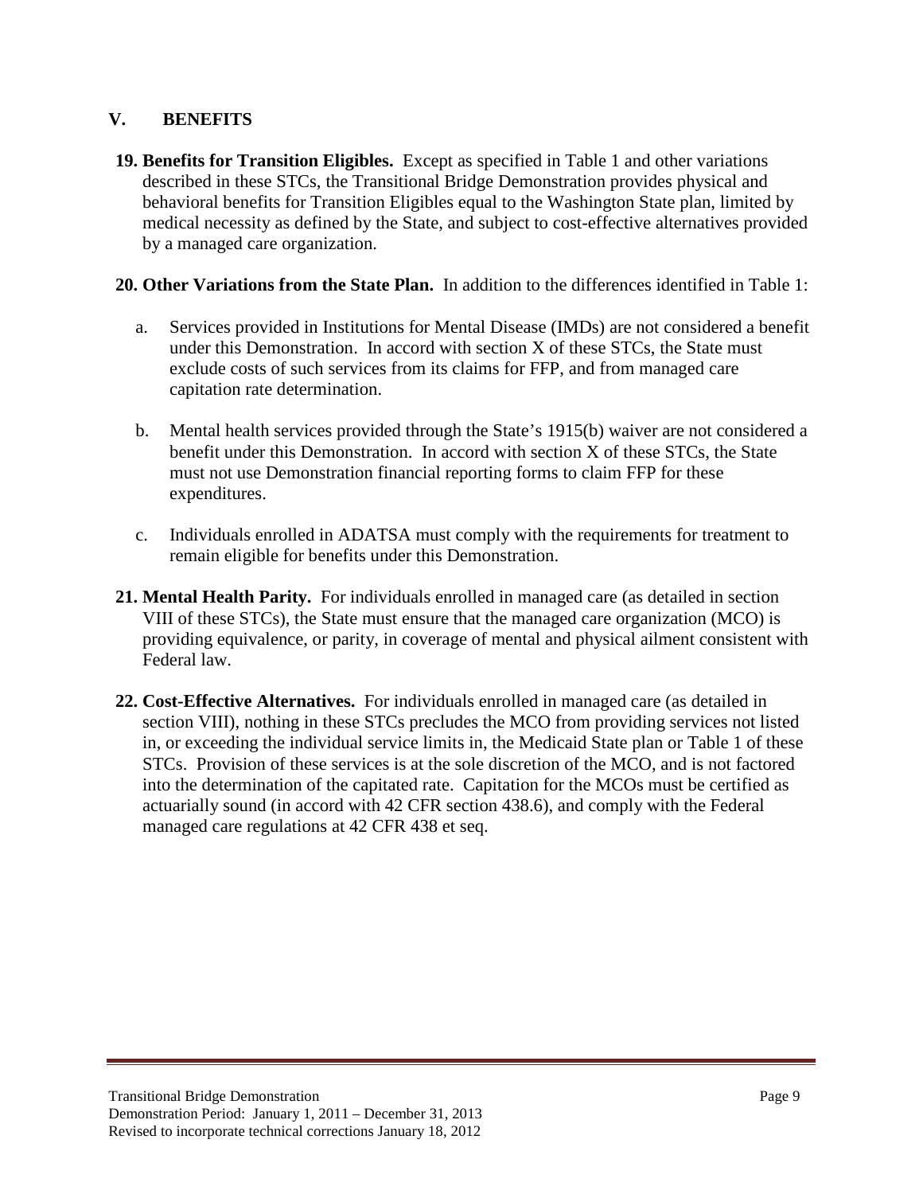## V. BENEFITS

**19. Benefits for Transition Eligibles.** Except as specified in Table 1 and other variations described in these STCs, the Transitional Bridge Demonstration provides physical and behavioral benefits for Transition Eligibles equal to the Washington State plan, limited by medical necessity as defined by the State, and subject to cost-effective alternatives provided by a managed care organization.

**20. Other Variations from the State Plan.** In addition to the differences identified in Table 1:

a. Services provided in Institutions for Mental Disease (IMDs) are not considered a benefit under this Demonstration. In accord with section X of these STCs, the State must exclude costs of such services from its claims for FFP, and from managed care capitation rate determination.

b. Mental health services provided through the State's 1915(b) waiver are not considered a benefit under this Demonstration. In accord with section X of these STCs, the State must not use Demonstration financial reporting forms to claim FFP for these expenditures.

c. Individuals enrolled in ADATSA must comply with the requirements for treatment to remain eligible for benefits under this Demonstration.

**21. Mental Health Parity.** For individuals enrolled in managed care (as detailed in section VIII of these STCs), the State must ensure that the managed care organization (MCO) is providing equivalence, or parity, in coverage of mental and physical ailment consistent with Federal law.

**22. Cost-Effective Alternatives.** For individuals enrolled in managed care (as detailed in section VIII), nothing in these STCs precludes the MCO from providing services not listed in, or exceeding the individual service limits in, the Medicaid State plan or Table 1 of these STCs. Provision of these services is at the sole discretion of the MCO, and is not factored into the determination of the capitated rate. Capitation for the MCOs must be certified as actuarially sound (in accord with 42 CFR section 438.6), and comply with the Federal managed care regulations at 42 CFR 438 et seq.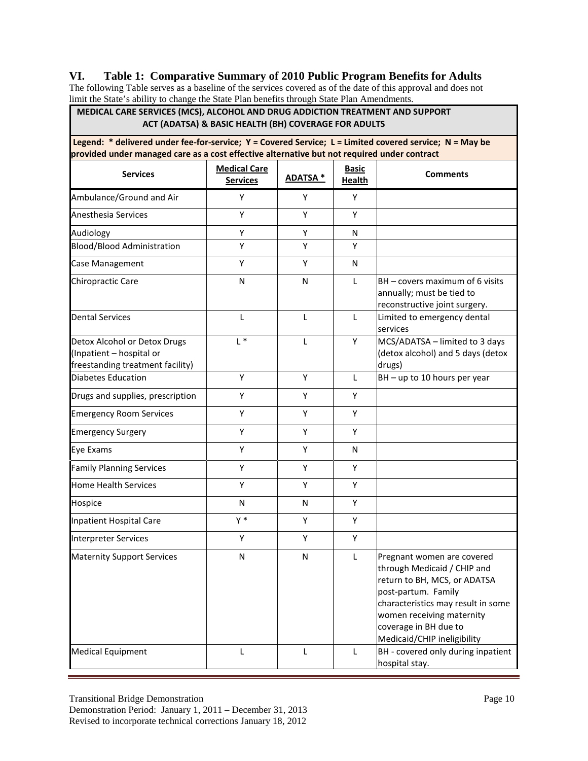## VI. Table 1: Comparative Summary of 2010 Public Program Benefits for Adults

The following Table serves as a baseline of the services covered as of the date of this approval and does not limit the State's ability to change the State Plan benefits through State Plan Amendments.

**MEDICAL CARE SERVICES (MCS), ALCOHOL AND DRUG ADDICTION TREATMENT AND SUPPORT ACT (ADATSA) & BASIC HEALTH (BH) COVERAGE FOR ADULTS**

**Legend: * delivered under fee-for-service; Y = Covered Service; L = Limited covered service; N = May be provided under managed care as a cost effective alternative but not required under contract**

| Services | Medical Care Services | ADATSA * | Basic Health | Comments |
|---|---|---|---|---|
| Ambulance/Ground and Air | Y | Y | Y | |
| Anesthesia Services | Y | Y | Y | |
| Audiology | Y | Y | N | |
| Blood/Blood Administration | Y | Y | Y | |
| Case Management | Y | Y | N | |
| Chiropractic Care | N | N | L | BH – covers maximum of 6 visits annually; must be tied to reconstructive joint surgery. |
| Dental Services | L | L | L | Limited to emergency dental services |
| Detox Alcohol or Detox Drugs (Inpatient – hospital or freestanding treatment facility) | L * | L | Y | MCS/ADATSA – limited to 3 days (detox alcohol) and 5 days (detox drugs) |
| Diabetes Education | Y | Y | L | BH – up to 10 hours per year |
| Drugs and supplies, prescription | Y | Y | Y | |
| Emergency Room Services | Y | Y | Y | |
| Emergency Surgery | Y | Y | Y | |
| Eye Exams | Y | Y | N | |
| Family Planning Services | Y | Y | Y | |
| Home Health Services | Y | Y | Y | |
| Hospice | N | N | Y | |
| Inpatient Hospital Care | Y * | Y | Y | |
| Interpreter Services | Y | Y | Y | |
| Maternity Support Services | N | N | L | Pregnant women are covered through Medicaid / CHIP and return to BH, MCS, or ADATSA post-partum. Family characteristics may result in some women receiving maternity coverage in BH due to Medicaid/CHIP ineligibility |
| Medical Equipment | L | L | L | BH - covered only during inpatient hospital stay. |

Transitional Bridge Demonstration
Demonstration Period: January 1, 2011 – December 31, 2013
Revised to incorporate technical corrections January 18, 2012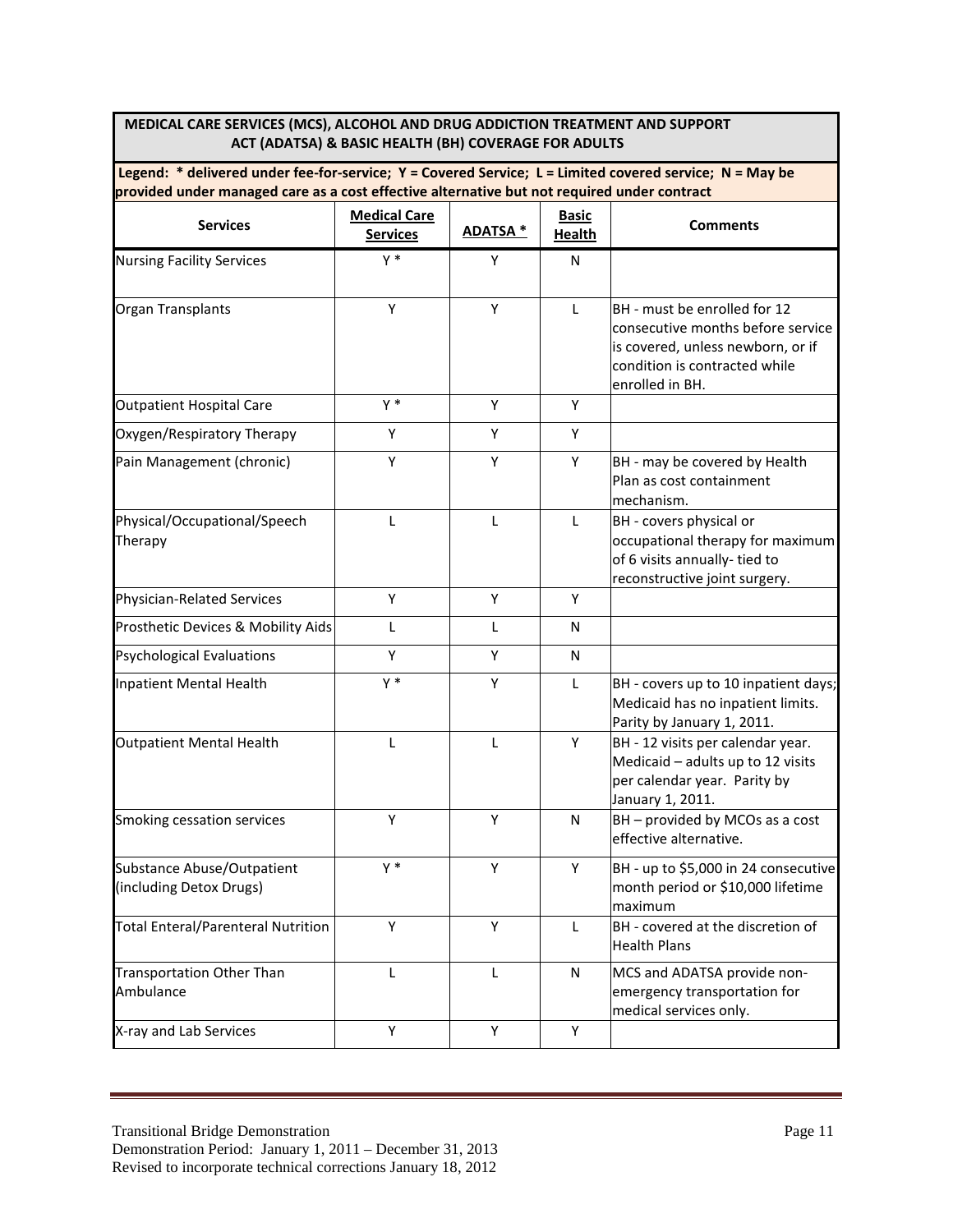**MEDICAL CARE SERVICES (MCS), ALCOHOL AND DRUG ADDICTION TREATMENT AND SUPPORT ACT (ADATSA) & BASIC HEALTH (BH) COVERAGE FOR ADULTS**

**Legend: * delivered under fee-for-service; Y = Covered Service; L = Limited covered service; N = May be provided under managed care as a cost effective alternative but not required under contract**

| Services | Medical Care Services | ADATSA * | Basic Health | Comments |
|---|---|---|---|---|
| Nursing Facility Services | Y * | Y | N | |
| Organ Transplants | Y | Y | L | BH - must be enrolled for 12 consecutive months before service is covered, unless newborn, or if condition is contracted while enrolled in BH. |
| Outpatient Hospital Care | Y * | Y | Y | |
| Oxygen/Respiratory Therapy | Y | Y | Y | |
| Pain Management (chronic) | Y | Y | Y | BH - may be covered by Health Plan as cost containment mechanism. |
| Physical/Occupational/Speech Therapy | L | L | L | BH - covers physical or occupational therapy for maximum of 6 visits annually- tied to reconstructive joint surgery. |
| Physician-Related Services | Y | Y | Y | |
| Prosthetic Devices & Mobility Aids | L | L | N | |
| Psychological Evaluations | Y | Y | N | |
| Inpatient Mental Health | Y * | Y | L | BH - covers up to 10 inpatient days; Medicaid has no inpatient limits. Parity by January 1, 2011. |
| Outpatient Mental Health | L | L | Y | BH - 12 visits per calendar year. Medicaid – adults up to 12 visits per calendar year. Parity by January 1, 2011. |
| Smoking cessation services | Y | Y | N | BH – provided by MCOs as a cost effective alternative. |
| Substance Abuse/Outpatient (including Detox Drugs) | Y * | Y | Y | BH - up to $5,000 in 24 consecutive month period or $10,000 lifetime maximum |
| Total Enteral/Parenteral Nutrition | Y | Y | L | BH - covered at the discretion of Health Plans |
| Transportation Other Than Ambulance | L | L | N | MCS and ADATSA provide non-emergency transportation for medical services only. |
| X-ray and Lab Services | Y | Y | Y | |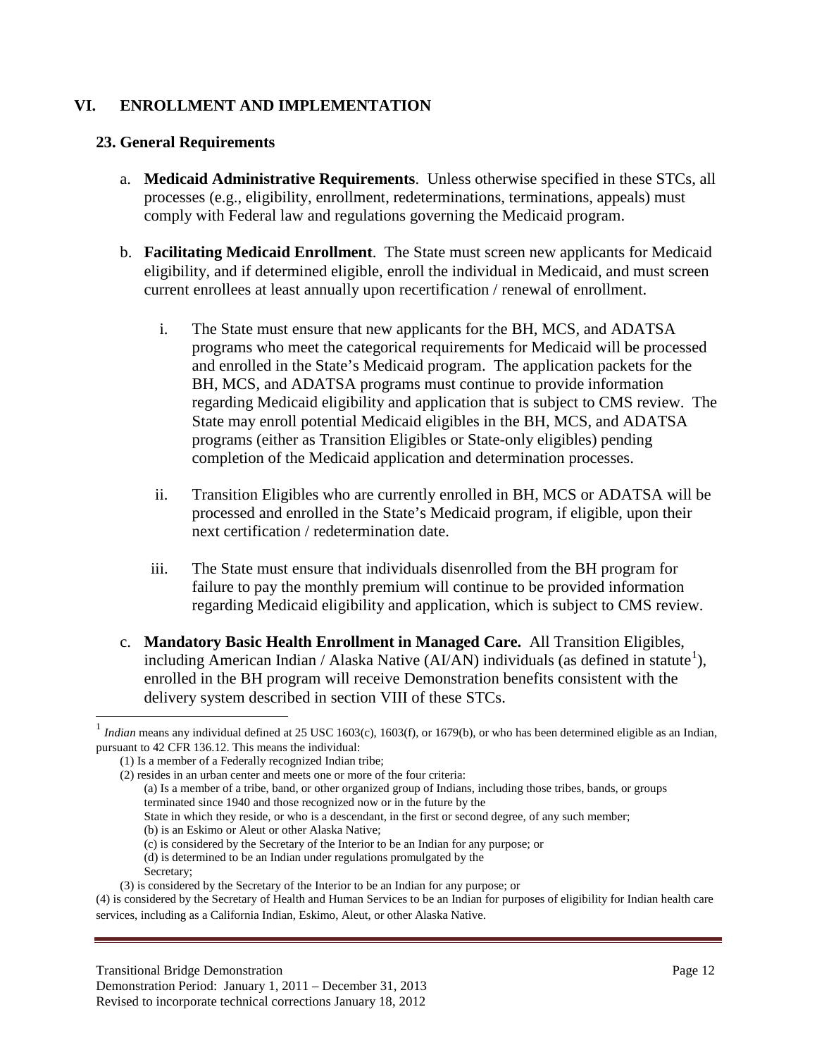## VI. ENROLLMENT AND IMPLEMENTATION

### 23. General Requirements

a. **Medicaid Administrative Requirements**. Unless otherwise specified in these STCs, all processes (e.g., eligibility, enrollment, redeterminations, terminations, appeals) must comply with Federal law and regulations governing the Medicaid program.

b. **Facilitating Medicaid Enrollment**. The State must screen new applicants for Medicaid eligibility, and if determined eligible, enroll the individual in Medicaid, and must screen current enrollees at least annually upon recertification / renewal of enrollment.

   i. The State must ensure that new applicants for the BH, MCS, and ADATSA programs who meet the categorical requirements for Medicaid will be processed and enrolled in the State's Medicaid program. The application packets for the BH, MCS, and ADATSA programs must continue to provide information regarding Medicaid eligibility and application that is subject to CMS review. The State may enroll potential Medicaid eligibles in the BH, MCS, and ADATSA programs (either as Transition Eligibles or State-only eligibles) pending completion of the Medicaid application and determination processes.

   ii. Transition Eligibles who are currently enrolled in BH, MCS or ADATSA will be processed and enrolled in the State's Medicaid program, if eligible, upon their next certification / redetermination date.

   iii. The State must ensure that individuals disenrolled from the BH program for failure to pay the monthly premium will continue to be provided information regarding Medicaid eligibility and application, which is subject to CMS review.

c. **Mandatory Basic Health Enrollment in Managed Care.** All Transition Eligibles, including American Indian / Alaska Native (AI/AN) individuals (as defined in statute[1]), enrolled in the BH program will receive Demonstration benefits consistent with the delivery system described in section VIII of these STCs.

---

[1] *Indian* means any individual defined at 25 USC 1603(c), 1603(f), or 1679(b), or who has been determined eligible as an Indian, pursuant to 42 CFR 136.12. This means the individual:

(1) Is a member of a Federally recognized Indian tribe;

(2) resides in an urban center and meets one or more of the four criteria:

(a) Is a member of a tribe, band, or other organized group of Indians, including those tribes, bands, or groups terminated since 1940 and those recognized now or in the future by the State in which they reside, or who is a descendant, in the first or second degree, of any such member;

(b) is an Eskimo or Aleut or other Alaska Native;

(c) is considered by the Secretary of the Interior to be an Indian for any purpose; or

(d) is determined to be an Indian under regulations promulgated by the Secretary;

(3) is considered by the Secretary of the Interior to be an Indian for any purpose; or

(4) is considered by the Secretary of Health and Human Services to be an Indian for purposes of eligibility for Indian health care services, including as a California Indian, Eskimo, Aleut, or other Alaska Native.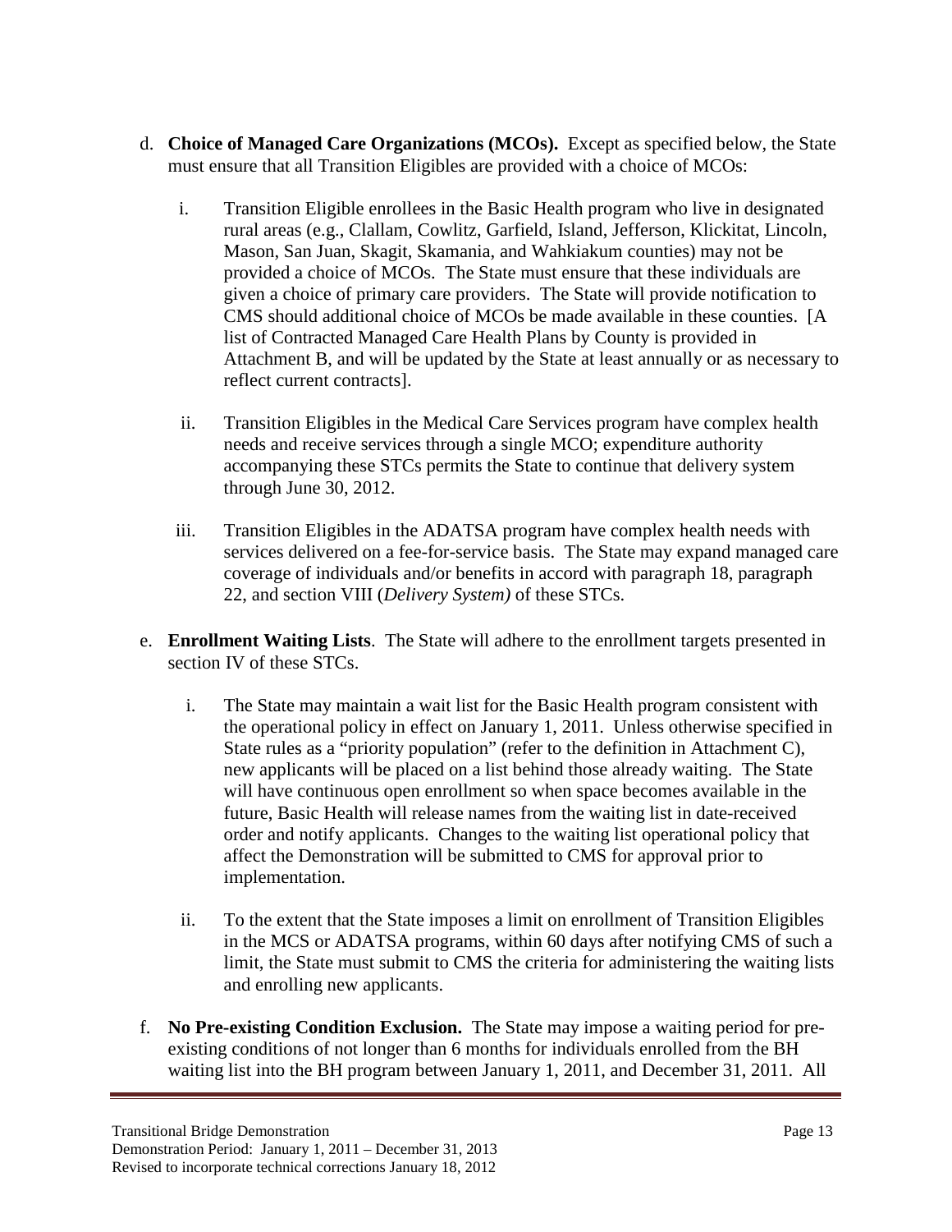d. **Choice of Managed Care Organizations (MCOs).** Except as specified below, the State must ensure that all Transition Eligibles are provided with a choice of MCOs:

   i. Transition Eligible enrollees in the Basic Health program who live in designated rural areas (e.g., Clallam, Cowlitz, Garfield, Island, Jefferson, Klickitat, Lincoln, Mason, San Juan, Skagit, Skamania, and Wahkiakum counties) may not be provided a choice of MCOs. The State must ensure that these individuals are given a choice of primary care providers. The State will provide notification to CMS should additional choice of MCOs be made available in these counties. [A list of Contracted Managed Care Health Plans by County is provided in Attachment B, and will be updated by the State at least annually or as necessary to reflect current contracts].

   ii. Transition Eligibles in the Medical Care Services program have complex health needs and receive services through a single MCO; expenditure authority accompanying these STCs permits the State to continue that delivery system through June 30, 2012.

   iii. Transition Eligibles in the ADATSA program have complex health needs with services delivered on a fee-for-service basis. The State may expand managed care coverage of individuals and/or benefits in accord with paragraph 18, paragraph 22, and section VIII (*Delivery System)* of these STCs.

e. **Enrollment Waiting Lists**. The State will adhere to the enrollment targets presented in section IV of these STCs.

   i. The State may maintain a wait list for the Basic Health program consistent with the operational policy in effect on January 1, 2011. Unless otherwise specified in State rules as a "priority population" (refer to the definition in Attachment C), new applicants will be placed on a list behind those already waiting. The State will have continuous open enrollment so when space becomes available in the future, Basic Health will release names from the waiting list in date-received order and notify applicants. Changes to the waiting list operational policy that affect the Demonstration will be submitted to CMS for approval prior to implementation.

   ii. To the extent that the State imposes a limit on enrollment of Transition Eligibles in the MCS or ADATSA programs, within 60 days after notifying CMS of such a limit, the State must submit to CMS the criteria for administering the waiting lists and enrolling new applicants.

f. **No Pre-existing Condition Exclusion.** The State may impose a waiting period for pre-existing conditions of not longer than 6 months for individuals enrolled from the BH waiting list into the BH program between January 1, 2011, and December 31, 2011. All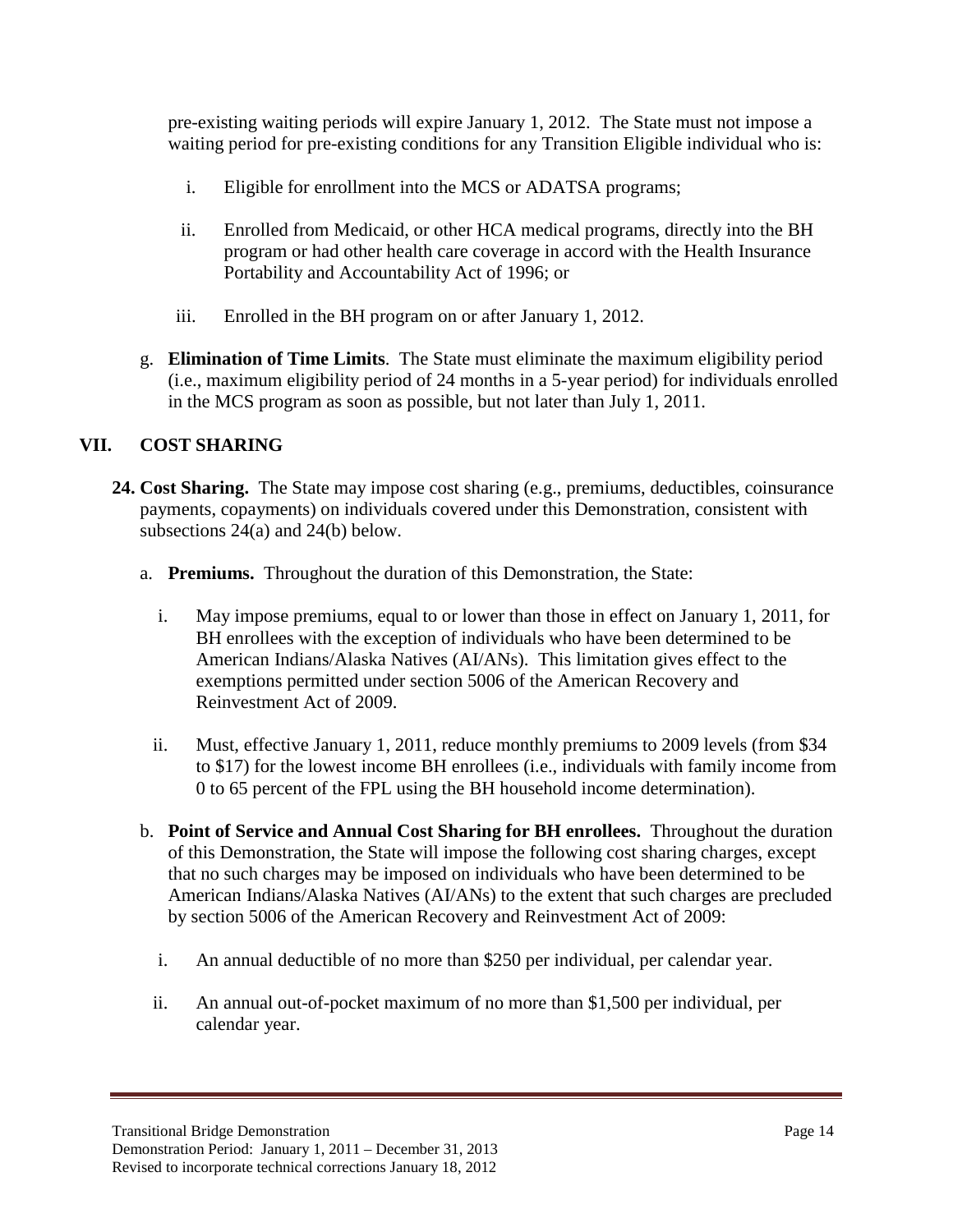pre-existing waiting periods will expire January 1, 2012. The State must not impose a waiting period for pre-existing conditions for any Transition Eligible individual who is:

i. Eligible for enrollment into the MCS or ADATSA programs;

ii. Enrolled from Medicaid, or other HCA medical programs, directly into the BH program or had other health care coverage in accord with the Health Insurance Portability and Accountability Act of 1996; or

iii. Enrolled in the BH program on or after January 1, 2012.

g. **Elimination of Time Limits**. The State must eliminate the maximum eligibility period (i.e., maximum eligibility period of 24 months in a 5-year period) for individuals enrolled in the MCS program as soon as possible, but not later than July 1, 2011.

## VII. COST SHARING

**24. Cost Sharing.** The State may impose cost sharing (e.g., premiums, deductibles, coinsurance payments, copayments) on individuals covered under this Demonstration, consistent with subsections 24(a) and 24(b) below.

a. **Premiums.** Throughout the duration of this Demonstration, the State:

i. May impose premiums, equal to or lower than those in effect on January 1, 2011, for BH enrollees with the exception of individuals who have been determined to be American Indians/Alaska Natives (AI/ANs). This limitation gives effect to the exemptions permitted under section 5006 of the American Recovery and Reinvestment Act of 2009.

ii. Must, effective January 1, 2011, reduce monthly premiums to 2009 levels (from $34 to $17) for the lowest income BH enrollees (i.e., individuals with family income from 0 to 65 percent of the FPL using the BH household income determination).

b. **Point of Service and Annual Cost Sharing for BH enrollees.** Throughout the duration of this Demonstration, the State will impose the following cost sharing charges, except that no such charges may be imposed on individuals who have been determined to be American Indians/Alaska Natives (AI/ANs) to the extent that such charges are precluded by section 5006 of the American Recovery and Reinvestment Act of 2009:

i. An annual deductible of no more than $250 per individual, per calendar year.

ii. An annual out-of-pocket maximum of no more than $1,500 per individual, per calendar year.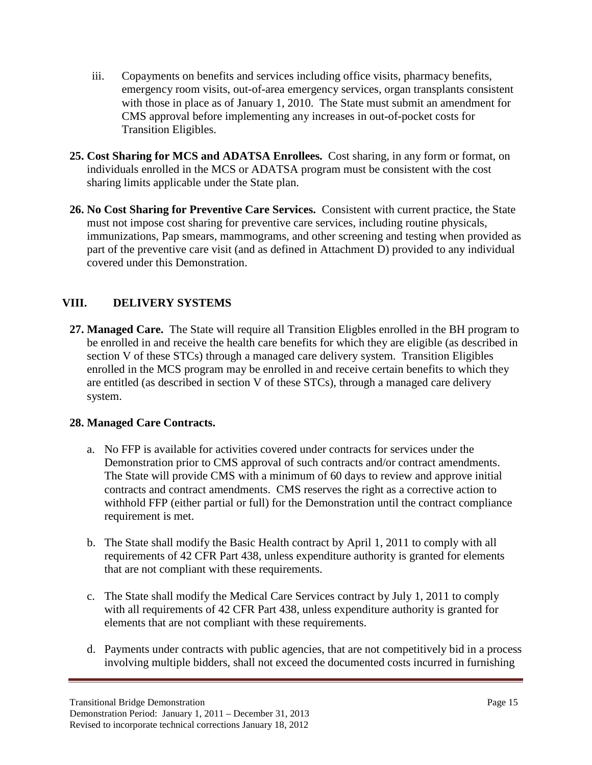iii. Copayments on benefits and services including office visits, pharmacy benefits, emergency room visits, out-of-area emergency services, organ transplants consistent with those in place as of January 1, 2010. The State must submit an amendment for CMS approval before implementing any increases in out-of-pocket costs for Transition Eligibles.

**25. Cost Sharing for MCS and ADATSA Enrollees.** Cost sharing, in any form or format, on individuals enrolled in the MCS or ADATSA program must be consistent with the cost sharing limits applicable under the State plan.

**26. No Cost Sharing for Preventive Care Services.** Consistent with current practice, the State must not impose cost sharing for preventive care services, including routine physicals, immunizations, Pap smears, mammograms, and other screening and testing when provided as part of the preventive care visit (and as defined in Attachment D) provided to any individual covered under this Demonstration.

## VIII. DELIVERY SYSTEMS

**27. Managed Care.** The State will require all Transition Eligbles enrolled in the BH program to be enrolled in and receive the health care benefits for which they are eligible (as described in section V of these STCs) through a managed care delivery system. Transition Eligibles enrolled in the MCS program may be enrolled in and receive certain benefits to which they are entitled (as described in section V of these STCs), through a managed care delivery system.

**28. Managed Care Contracts.**

a. No FFP is available for activities covered under contracts for services under the Demonstration prior to CMS approval of such contracts and/or contract amendments. The State will provide CMS with a minimum of 60 days to review and approve initial contracts and contract amendments. CMS reserves the right as a corrective action to withhold FFP (either partial or full) for the Demonstration until the contract compliance requirement is met.

b. The State shall modify the Basic Health contract by April 1, 2011 to comply with all requirements of 42 CFR Part 438, unless expenditure authority is granted for elements that are not compliant with these requirements.

c. The State shall modify the Medical Care Services contract by July 1, 2011 to comply with all requirements of 42 CFR Part 438, unless expenditure authority is granted for elements that are not compliant with these requirements.

d. Payments under contracts with public agencies, that are not competitively bid in a process involving multiple bidders, shall not exceed the documented costs incurred in furnishing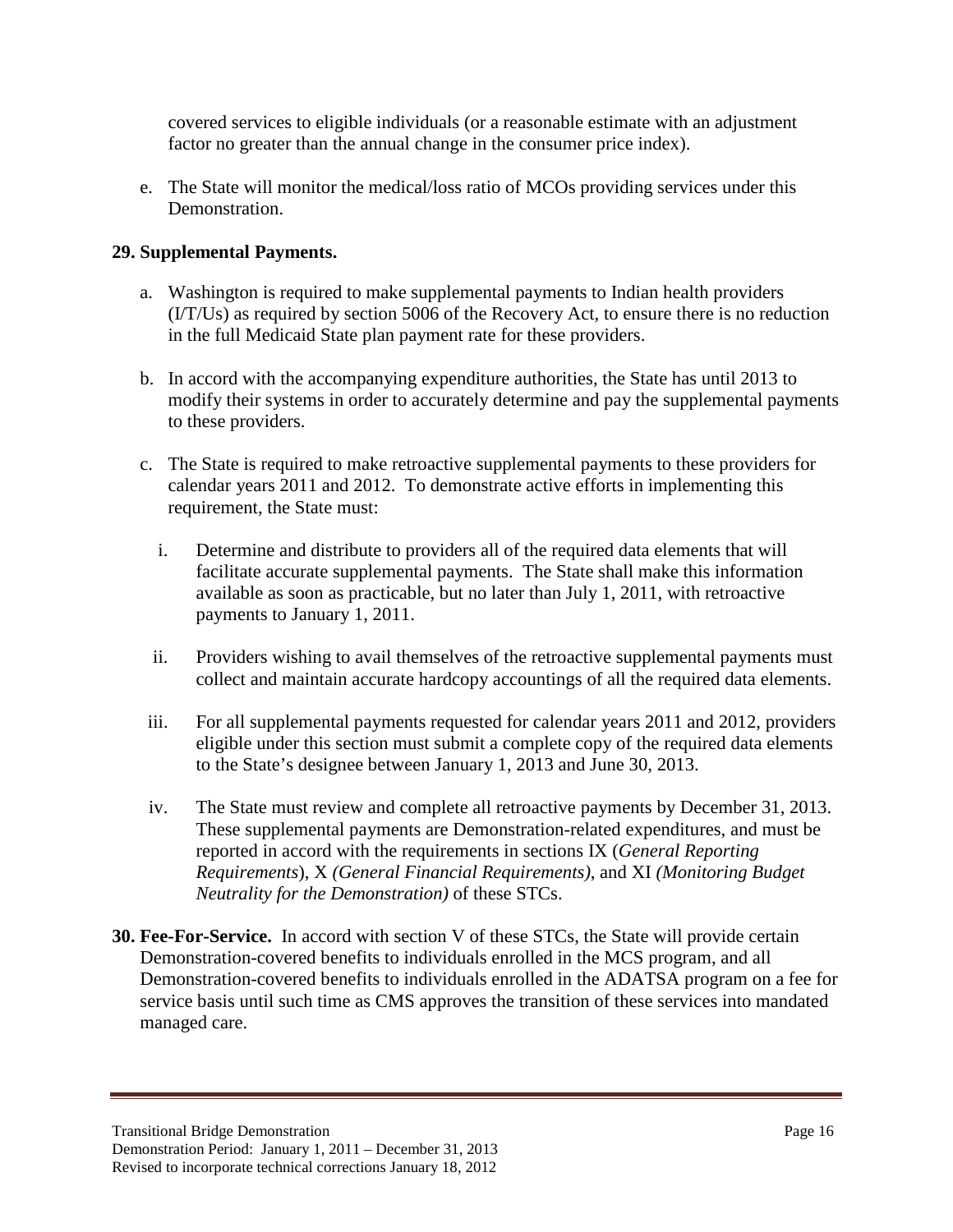covered services to eligible individuals (or a reasonable estimate with an adjustment factor no greater than the annual change in the consumer price index).

e. The State will monitor the medical/loss ratio of MCOs providing services under this Demonstration.

**29. Supplemental Payments.**

a. Washington is required to make supplemental payments to Indian health providers (I/T/Us) as required by section 5006 of the Recovery Act, to ensure there is no reduction in the full Medicaid State plan payment rate for these providers.

b. In accord with the accompanying expenditure authorities, the State has until 2013 to modify their systems in order to accurately determine and pay the supplemental payments to these providers.

c. The State is required to make retroactive supplemental payments to these providers for calendar years 2011 and 2012. To demonstrate active efforts in implementing this requirement, the State must:

   i. Determine and distribute to providers all of the required data elements that will facilitate accurate supplemental payments. The State shall make this information available as soon as practicable, but no later than July 1, 2011, with retroactive payments to January 1, 2011.

   ii. Providers wishing to avail themselves of the retroactive supplemental payments must collect and maintain accurate hardcopy accountings of all the required data elements.

   iii. For all supplemental payments requested for calendar years 2011 and 2012, providers eligible under this section must submit a complete copy of the required data elements to the State's designee between January 1, 2013 and June 30, 2013.

   iv. The State must review and complete all retroactive payments by December 31, 2013. These supplemental payments are Demonstration-related expenditures, and must be reported in accord with the requirements in sections IX (*General Reporting Requirements*), X *(General Financial Requirements)*, and XI *(Monitoring Budget Neutrality for the Demonstration)* of these STCs.

**30. Fee-For-Service.** In accord with section V of these STCs, the State will provide certain Demonstration-covered benefits to individuals enrolled in the MCS program, and all Demonstration-covered benefits to individuals enrolled in the ADATSA program on a fee for service basis until such time as CMS approves the transition of these services into mandated managed care.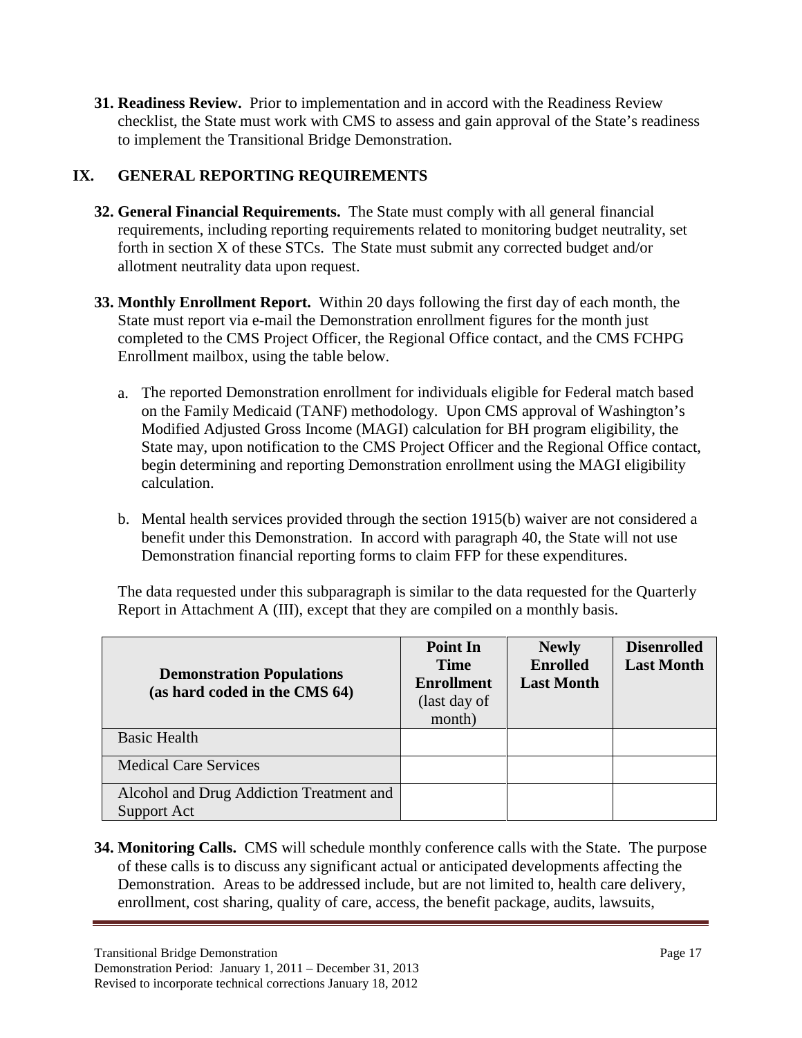**31. Readiness Review.** Prior to implementation and in accord with the Readiness Review checklist, the State must work with CMS to assess and gain approval of the State's readiness to implement the Transitional Bridge Demonstration.

## IX. GENERAL REPORTING REQUIREMENTS

**32. General Financial Requirements.** The State must comply with all general financial requirements, including reporting requirements related to monitoring budget neutrality, set forth in section X of these STCs. The State must submit any corrected budget and/or allotment neutrality data upon request.

**33. Monthly Enrollment Report.** Within 20 days following the first day of each month, the State must report via e-mail the Demonstration enrollment figures for the month just completed to the CMS Project Officer, the Regional Office contact, and the CMS FCHPG Enrollment mailbox, using the table below.

a. The reported Demonstration enrollment for individuals eligible for Federal match based on the Family Medicaid (TANF) methodology. Upon CMS approval of Washington's Modified Adjusted Gross Income (MAGI) calculation for BH program eligibility, the State may, upon notification to the CMS Project Officer and the Regional Office contact, begin determining and reporting Demonstration enrollment using the MAGI eligibility calculation.

b. Mental health services provided through the section 1915(b) waiver are not considered a benefit under this Demonstration. In accord with paragraph 40, the State will not use Demonstration financial reporting forms to claim FFP for these expenditures.

The data requested under this subparagraph is similar to the data requested for the Quarterly Report in Attachment A (III), except that they are compiled on a monthly basis.

| **Demonstration Populations (as hard coded in the CMS 64)** | **Point In Time Enrollment** (last day of month) | **Newly Enrolled Last Month** | **Disenrolled Last Month** |
|---|---|---|---|
| Basic Health | | | |
| Medical Care Services | | | |
| Alcohol and Drug Addiction Treatment and Support Act | | | |

**34. Monitoring Calls.** CMS will schedule monthly conference calls with the State. The purpose of these calls is to discuss any significant actual or anticipated developments affecting the Demonstration. Areas to be addressed include, but are not limited to, health care delivery, enrollment, cost sharing, quality of care, access, the benefit package, audits, lawsuits,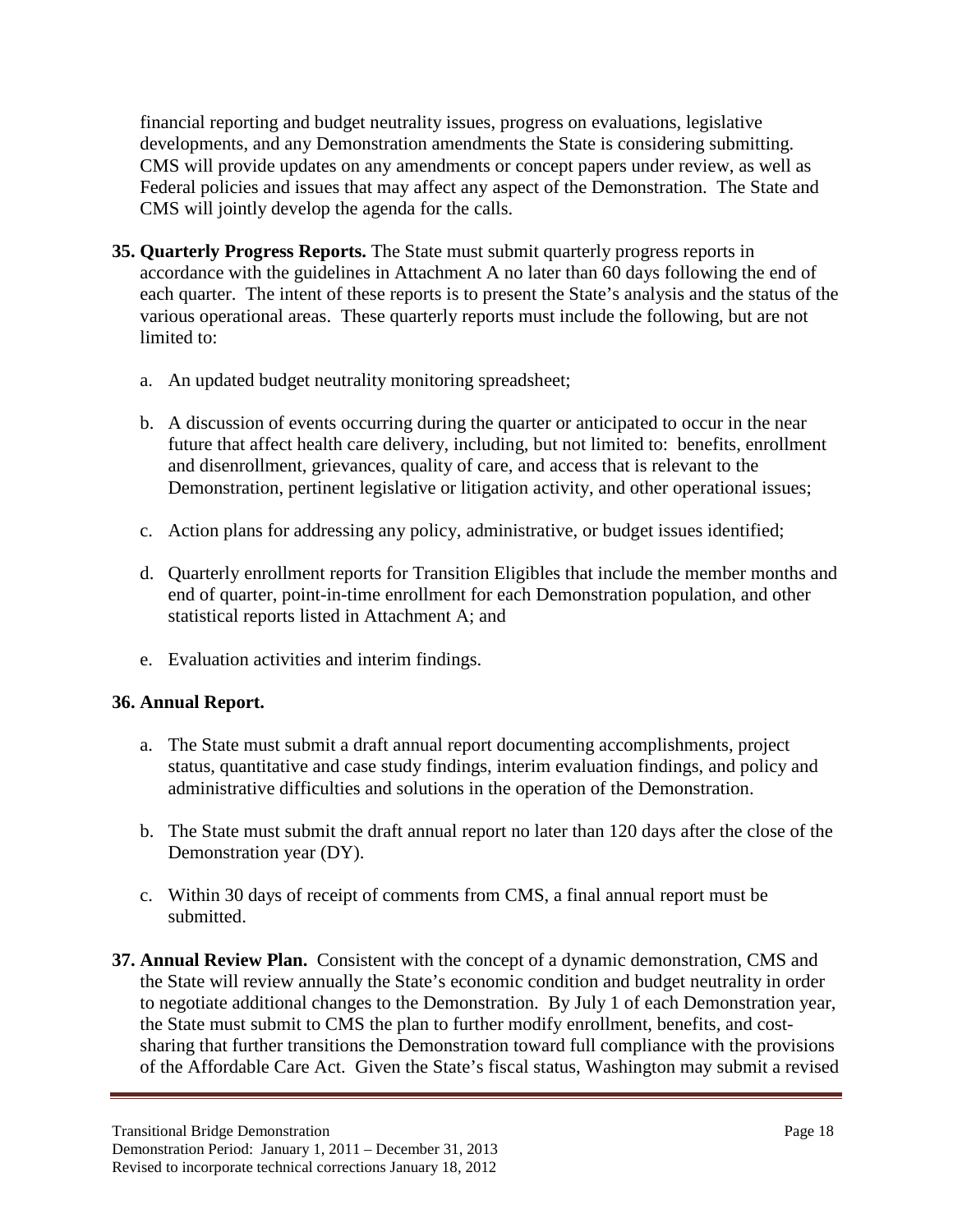financial reporting and budget neutrality issues, progress on evaluations, legislative developments, and any Demonstration amendments the State is considering submitting. CMS will provide updates on any amendments or concept papers under review, as well as Federal policies and issues that may affect any aspect of the Demonstration. The State and CMS will jointly develop the agenda for the calls.

**35. Quarterly Progress Reports.** The State must submit quarterly progress reports in accordance with the guidelines in Attachment A no later than 60 days following the end of each quarter. The intent of these reports is to present the State's analysis and the status of the various operational areas. These quarterly reports must include the following, but are not limited to:

a. An updated budget neutrality monitoring spreadsheet;

b. A discussion of events occurring during the quarter or anticipated to occur in the near future that affect health care delivery, including, but not limited to: benefits, enrollment and disenrollment, grievances, quality of care, and access that is relevant to the Demonstration, pertinent legislative or litigation activity, and other operational issues;

c. Action plans for addressing any policy, administrative, or budget issues identified;

d. Quarterly enrollment reports for Transition Eligibles that include the member months and end of quarter, point-in-time enrollment for each Demonstration population, and other statistical reports listed in Attachment A; and

e. Evaluation activities and interim findings.

**36. Annual Report.**

a. The State must submit a draft annual report documenting accomplishments, project status, quantitative and case study findings, interim evaluation findings, and policy and administrative difficulties and solutions in the operation of the Demonstration.

b. The State must submit the draft annual report no later than 120 days after the close of the Demonstration year (DY).

c. Within 30 days of receipt of comments from CMS, a final annual report must be submitted.

**37. Annual Review Plan.** Consistent with the concept of a dynamic demonstration, CMS and the State will review annually the State's economic condition and budget neutrality in order to negotiate additional changes to the Demonstration. By July 1 of each Demonstration year, the State must submit to CMS the plan to further modify enrollment, benefits, and cost-sharing that further transitions the Demonstration toward full compliance with the provisions of the Affordable Care Act. Given the State's fiscal status, Washington may submit a revised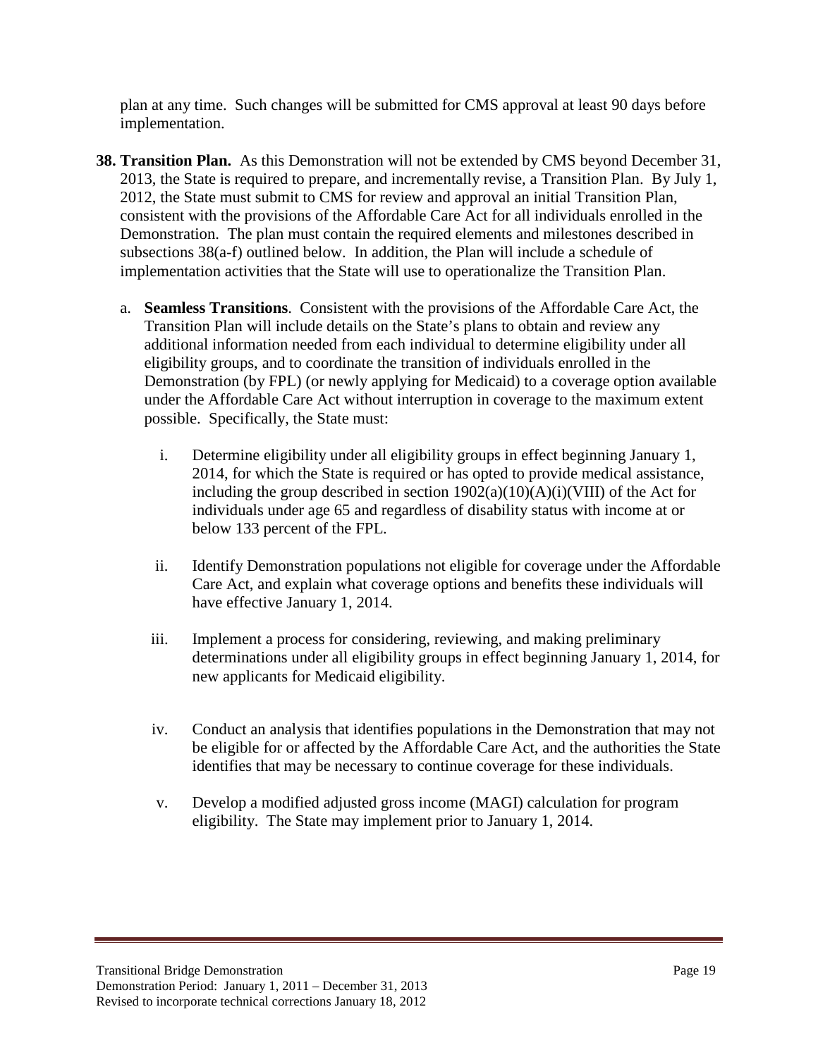plan at any time. Such changes will be submitted for CMS approval at least 90 days before implementation.

**38. Transition Plan.** As this Demonstration will not be extended by CMS beyond December 31, 2013, the State is required to prepare, and incrementally revise, a Transition Plan. By July 1, 2012, the State must submit to CMS for review and approval an initial Transition Plan, consistent with the provisions of the Affordable Care Act for all individuals enrolled in the Demonstration. The plan must contain the required elements and milestones described in subsections 38(a-f) outlined below. In addition, the Plan will include a schedule of implementation activities that the State will use to operationalize the Transition Plan.

a. **Seamless Transitions**. Consistent with the provisions of the Affordable Care Act, the Transition Plan will include details on the State's plans to obtain and review any additional information needed from each individual to determine eligibility under all eligibility groups, and to coordinate the transition of individuals enrolled in the Demonstration (by FPL) (or newly applying for Medicaid) to a coverage option available under the Affordable Care Act without interruption in coverage to the maximum extent possible. Specifically, the State must:

   i. Determine eligibility under all eligibility groups in effect beginning January 1, 2014, for which the State is required or has opted to provide medical assistance, including the group described in section 1902(a)(10)(A)(i)(VIII) of the Act for individuals under age 65 and regardless of disability status with income at or below 133 percent of the FPL.

   ii. Identify Demonstration populations not eligible for coverage under the Affordable Care Act, and explain what coverage options and benefits these individuals will have effective January 1, 2014.

   iii. Implement a process for considering, reviewing, and making preliminary determinations under all eligibility groups in effect beginning January 1, 2014, for new applicants for Medicaid eligibility.

   iv. Conduct an analysis that identifies populations in the Demonstration that may not be eligible for or affected by the Affordable Care Act, and the authorities the State identifies that may be necessary to continue coverage for these individuals.

   v. Develop a modified adjusted gross income (MAGI) calculation for program eligibility. The State may implement prior to January 1, 2014.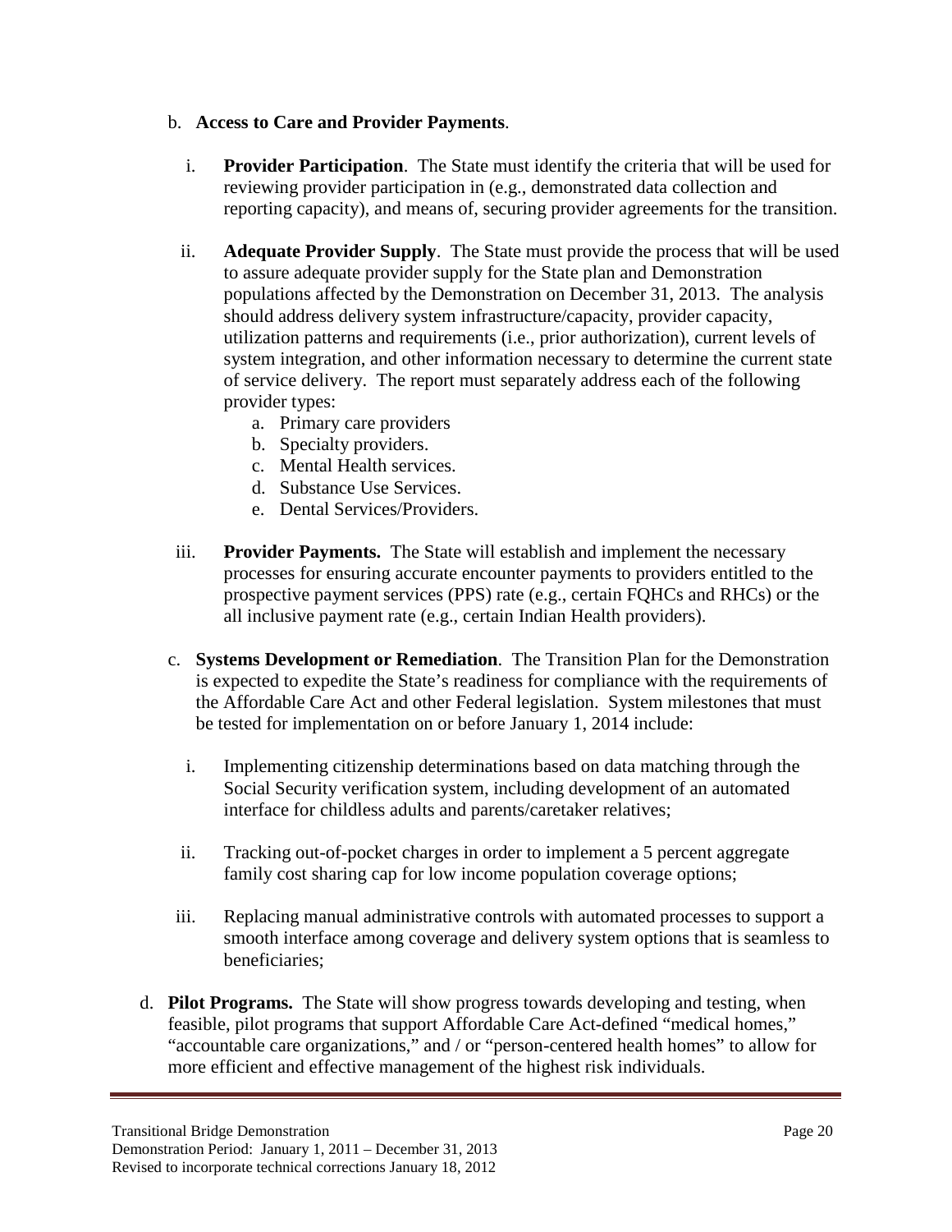b. **Access to Care and Provider Payments**.

   i. **Provider Participation**. The State must identify the criteria that will be used for reviewing provider participation in (e.g., demonstrated data collection and reporting capacity), and means of, securing provider agreements for the transition.

   ii. **Adequate Provider Supply**. The State must provide the process that will be used to assure adequate provider supply for the State plan and Demonstration populations affected by the Demonstration on December 31, 2013. The analysis should address delivery system infrastructure/capacity, provider capacity, utilization patterns and requirements (i.e., prior authorization), current levels of system integration, and other information necessary to determine the current state of service delivery. The report must separately address each of the following provider types:

      a. Primary care providers
      b. Specialty providers.
      c. Mental Health services.
      d. Substance Use Services.
      e. Dental Services/Providers.

   iii. **Provider Payments.** The State will establish and implement the necessary processes for ensuring accurate encounter payments to providers entitled to the prospective payment services (PPS) rate (e.g., certain FQHCs and RHCs) or the all inclusive payment rate (e.g., certain Indian Health providers).

c. **Systems Development or Remediation**. The Transition Plan for the Demonstration is expected to expedite the State's readiness for compliance with the requirements of the Affordable Care Act and other Federal legislation. System milestones that must be tested for implementation on or before January 1, 2014 include:

   i. Implementing citizenship determinations based on data matching through the Social Security verification system, including development of an automated interface for childless adults and parents/caretaker relatives;

   ii. Tracking out-of-pocket charges in order to implement a 5 percent aggregate family cost sharing cap for low income population coverage options;

   iii. Replacing manual administrative controls with automated processes to support a smooth interface among coverage and delivery system options that is seamless to beneficiaries;

d. **Pilot Programs.** The State will show progress towards developing and testing, when feasible, pilot programs that support Affordable Care Act-defined "medical homes," "accountable care organizations," and / or "person-centered health homes" to allow for more efficient and effective management of the highest risk individuals.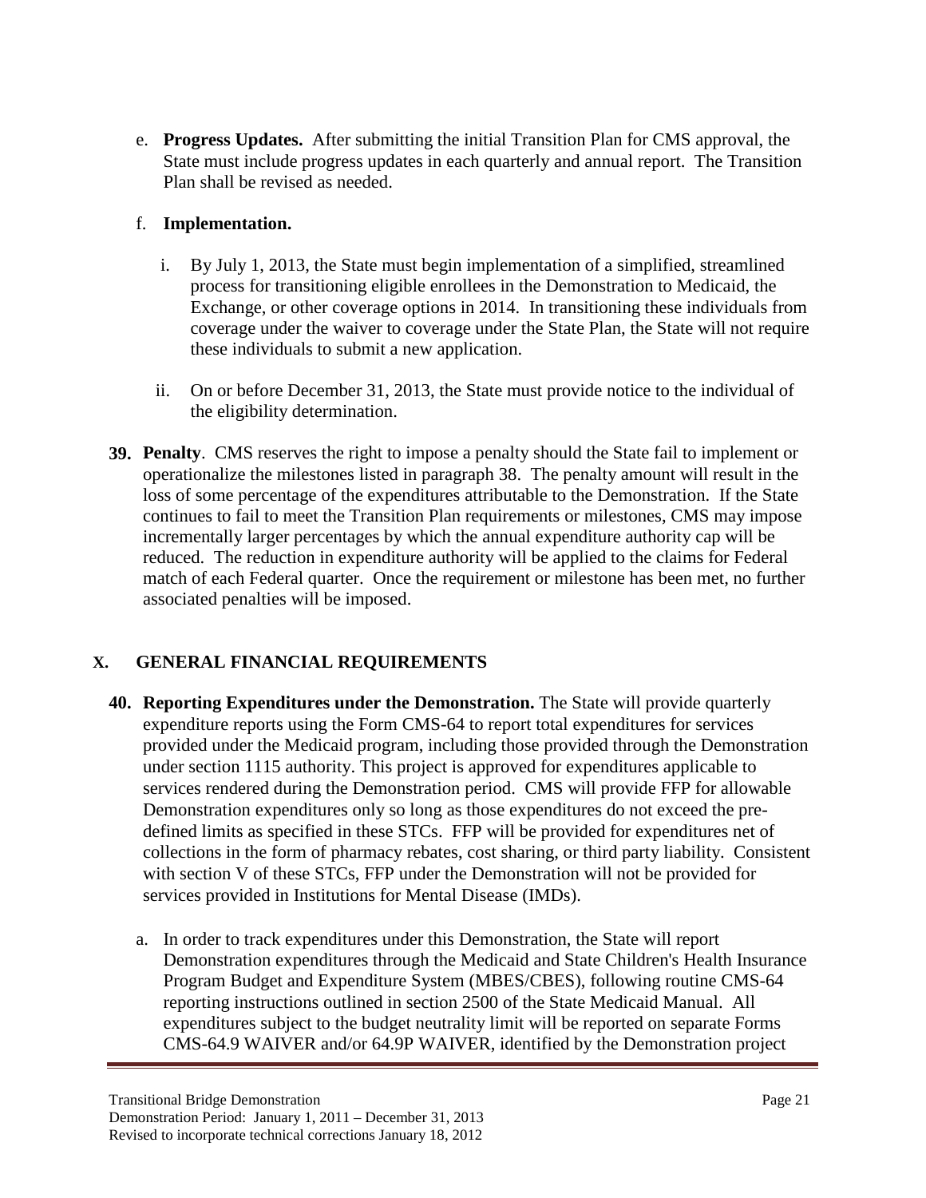e. **Progress Updates.** After submitting the initial Transition Plan for CMS approval, the State must include progress updates in each quarterly and annual report. The Transition Plan shall be revised as needed.

f. **Implementation.**

   i. By July 1, 2013, the State must begin implementation of a simplified, streamlined process for transitioning eligible enrollees in the Demonstration to Medicaid, the Exchange, or other coverage options in 2014. In transitioning these individuals from coverage under the waiver to coverage under the State Plan, the State will not require these individuals to submit a new application.

   ii. On or before December 31, 2013, the State must provide notice to the individual of the eligibility determination.

**39. Penalty**. CMS reserves the right to impose a penalty should the State fail to implement or operationalize the milestones listed in paragraph 38. The penalty amount will result in the loss of some percentage of the expenditures attributable to the Demonstration. If the State continues to fail to meet the Transition Plan requirements or milestones, CMS may impose incrementally larger percentages by which the annual expenditure authority cap will be reduced. The reduction in expenditure authority will be applied to the claims for Federal match of each Federal quarter. Once the requirement or milestone has been met, no further associated penalties will be imposed.

## X. GENERAL FINANCIAL REQUIREMENTS

**40. Reporting Expenditures under the Demonstration.** The State will provide quarterly expenditure reports using the Form CMS-64 to report total expenditures for services provided under the Medicaid program, including those provided through the Demonstration under section 1115 authority. This project is approved for expenditures applicable to services rendered during the Demonstration period. CMS will provide FFP for allowable Demonstration expenditures only so long as those expenditures do not exceed the pre-defined limits as specified in these STCs. FFP will be provided for expenditures net of collections in the form of pharmacy rebates, cost sharing, or third party liability. Consistent with section V of these STCs, FFP under the Demonstration will not be provided for services provided in Institutions for Mental Disease (IMDs).

a. In order to track expenditures under this Demonstration, the State will report Demonstration expenditures through the Medicaid and State Children's Health Insurance Program Budget and Expenditure System (MBES/CBES), following routine CMS-64 reporting instructions outlined in section 2500 of the State Medicaid Manual. All expenditures subject to the budget neutrality limit will be reported on separate Forms CMS-64.9 WAIVER and/or 64.9P WAIVER, identified by the Demonstration project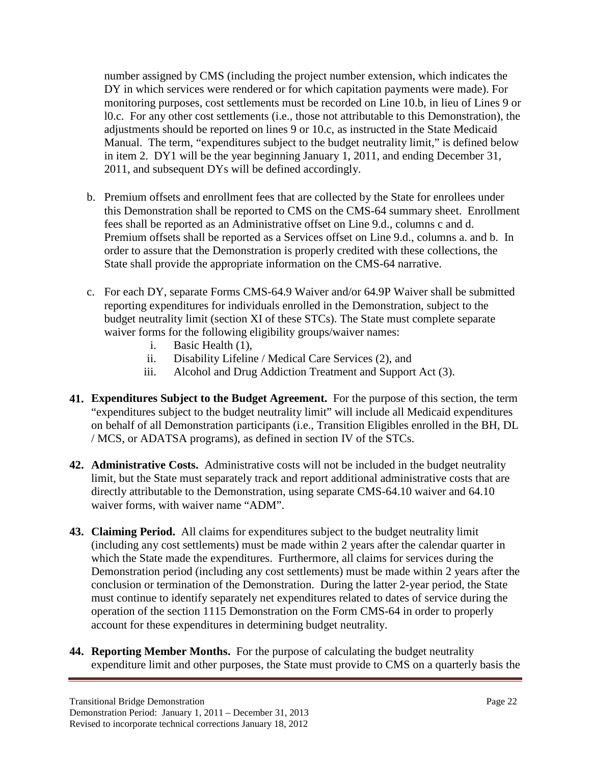number assigned by CMS (including the project number extension, which indicates the DY in which services were rendered or for which capitation payments were made). For monitoring purposes, cost settlements must be recorded on Line 10.b, in lieu of Lines 9 or l0.c. For any other cost settlements (i.e., those not attributable to this Demonstration), the adjustments should be reported on lines 9 or 10.c, as instructed in the State Medicaid Manual. The term, "expenditures subject to the budget neutrality limit," is defined below in item 2. DY1 will be the year beginning January 1, 2011, and ending December 31, 2011, and subsequent DYs will be defined accordingly.

b. Premium offsets and enrollment fees that are collected by the State for enrollees under this Demonstration shall be reported to CMS on the CMS-64 summary sheet. Enrollment fees shall be reported as an Administrative offset on Line 9.d., columns c and d. Premium offsets shall be reported as a Services offset on Line 9.d., columns a. and b. In order to assure that the Demonstration is properly credited with these collections, the State shall provide the appropriate information on the CMS-64 narrative.

c. For each DY, separate Forms CMS-64.9 Waiver and/or 64.9P Waiver shall be submitted reporting expenditures for individuals enrolled in the Demonstration, subject to the budget neutrality limit (section XI of these STCs). The State must complete separate waiver forms for the following eligibility groups/waiver names:
   i. Basic Health (1),
   ii. Disability Lifeline / Medical Care Services (2), and
   iii. Alcohol and Drug Addiction Treatment and Support Act (3).

**41. Expenditures Subject to the Budget Agreement.** For the purpose of this section, the term "expenditures subject to the budget neutrality limit" will include all Medicaid expenditures on behalf of all Demonstration participants (i.e., Transition Eligibles enrolled in the BH, DL / MCS, or ADATSA programs), as defined in section IV of the STCs.

**42. Administrative Costs.** Administrative costs will not be included in the budget neutrality limit, but the State must separately track and report additional administrative costs that are directly attributable to the Demonstration, using separate CMS-64.10 waiver and 64.10 waiver forms, with waiver name "ADM".

**43. Claiming Period.** All claims for expenditures subject to the budget neutrality limit (including any cost settlements) must be made within 2 years after the calendar quarter in which the State made the expenditures. Furthermore, all claims for services during the Demonstration period (including any cost settlements) must be made within 2 years after the conclusion or termination of the Demonstration. During the latter 2-year period, the State must continue to identify separately net expenditures related to dates of service during the operation of the section 1115 Demonstration on the Form CMS-64 in order to properly account for these expenditures in determining budget neutrality.

**44. Reporting Member Months.** For the purpose of calculating the budget neutrality expenditure limit and other purposes, the State must provide to CMS on a quarterly basis the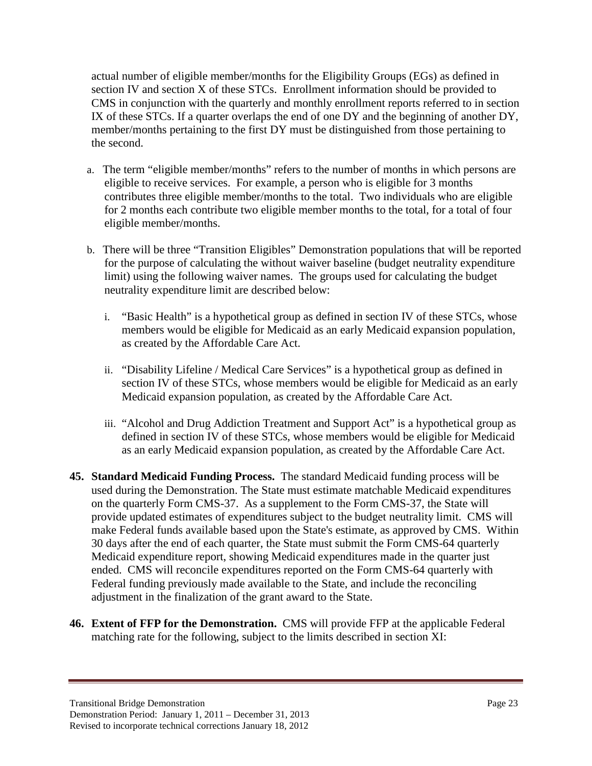actual number of eligible member/months for the Eligibility Groups (EGs) as defined in section IV and section X of these STCs. Enrollment information should be provided to CMS in conjunction with the quarterly and monthly enrollment reports referred to in section IX of these STCs. If a quarter overlaps the end of one DY and the beginning of another DY, member/months pertaining to the first DY must be distinguished from those pertaining to the second.

a. The term "eligible member/months" refers to the number of months in which persons are eligible to receive services. For example, a person who is eligible for 3 months contributes three eligible member/months to the total. Two individuals who are eligible for 2 months each contribute two eligible member months to the total, for a total of four eligible member/months.

b. There will be three "Transition Eligibles" Demonstration populations that will be reported for the purpose of calculating the without waiver baseline (budget neutrality expenditure limit) using the following waiver names. The groups used for calculating the budget neutrality expenditure limit are described below:

   i. "Basic Health" is a hypothetical group as defined in section IV of these STCs, whose members would be eligible for Medicaid as an early Medicaid expansion population, as created by the Affordable Care Act.

   ii. "Disability Lifeline / Medical Care Services" is a hypothetical group as defined in section IV of these STCs, whose members would be eligible for Medicaid as an early Medicaid expansion population, as created by the Affordable Care Act.

   iii. "Alcohol and Drug Addiction Treatment and Support Act" is a hypothetical group as defined in section IV of these STCs, whose members would be eligible for Medicaid as an early Medicaid expansion population, as created by the Affordable Care Act.

**45. Standard Medicaid Funding Process.** The standard Medicaid funding process will be used during the Demonstration. The State must estimate matchable Medicaid expenditures on the quarterly Form CMS-37. As a supplement to the Form CMS-37, the State will provide updated estimates of expenditures subject to the budget neutrality limit. CMS will make Federal funds available based upon the State's estimate, as approved by CMS. Within 30 days after the end of each quarter, the State must submit the Form CMS-64 quarterly Medicaid expenditure report, showing Medicaid expenditures made in the quarter just ended. CMS will reconcile expenditures reported on the Form CMS-64 quarterly with Federal funding previously made available to the State, and include the reconciling adjustment in the finalization of the grant award to the State.

**46. Extent of FFP for the Demonstration.** CMS will provide FFP at the applicable Federal matching rate for the following, subject to the limits described in section XI: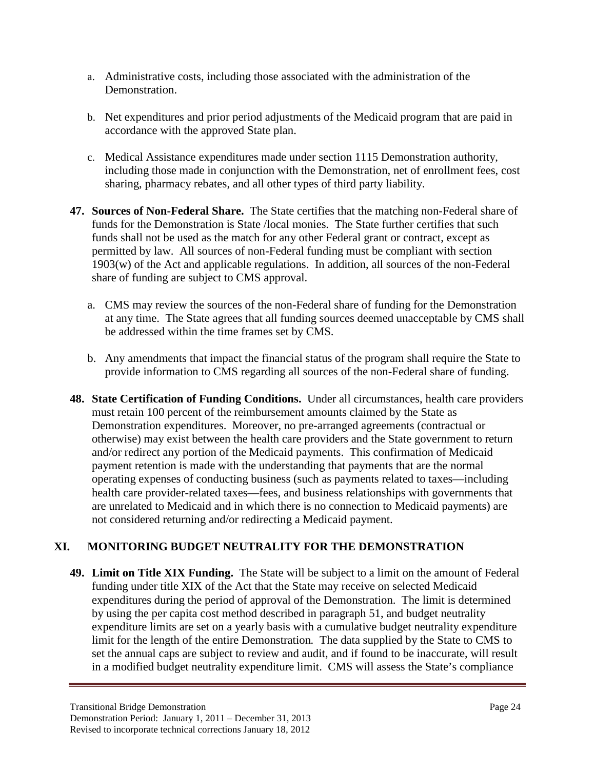a. Administrative costs, including those associated with the administration of the Demonstration.

b. Net expenditures and prior period adjustments of the Medicaid program that are paid in accordance with the approved State plan.

c. Medical Assistance expenditures made under section 1115 Demonstration authority, including those made in conjunction with the Demonstration, net of enrollment fees, cost sharing, pharmacy rebates, and all other types of third party liability.

**47. Sources of Non-Federal Share.** The State certifies that the matching non-Federal share of funds for the Demonstration is State /local monies. The State further certifies that such funds shall not be used as the match for any other Federal grant or contract, except as permitted by law. All sources of non-Federal funding must be compliant with section 1903(w) of the Act and applicable regulations. In addition, all sources of the non-Federal share of funding are subject to CMS approval.

a. CMS may review the sources of the non-Federal share of funding for the Demonstration at any time. The State agrees that all funding sources deemed unacceptable by CMS shall be addressed within the time frames set by CMS.

b. Any amendments that impact the financial status of the program shall require the State to provide information to CMS regarding all sources of the non-Federal share of funding.

**48. State Certification of Funding Conditions.** Under all circumstances, health care providers must retain 100 percent of the reimbursement amounts claimed by the State as Demonstration expenditures. Moreover, no pre-arranged agreements (contractual or otherwise) may exist between the health care providers and the State government to return and/or redirect any portion of the Medicaid payments. This confirmation of Medicaid payment retention is made with the understanding that payments that are the normal operating expenses of conducting business (such as payments related to taxes—including health care provider-related taxes—fees, and business relationships with governments that are unrelated to Medicaid and in which there is no connection to Medicaid payments) are not considered returning and/or redirecting a Medicaid payment.

## XI. MONITORING BUDGET NEUTRALITY FOR THE DEMONSTRATION

**49. Limit on Title XIX Funding.** The State will be subject to a limit on the amount of Federal funding under title XIX of the Act that the State may receive on selected Medicaid expenditures during the period of approval of the Demonstration. The limit is determined by using the per capita cost method described in paragraph 51, and budget neutrality expenditure limits are set on a yearly basis with a cumulative budget neutrality expenditure limit for the length of the entire Demonstration. The data supplied by the State to CMS to set the annual caps are subject to review and audit, and if found to be inaccurate, will result in a modified budget neutrality expenditure limit. CMS will assess the State's compliance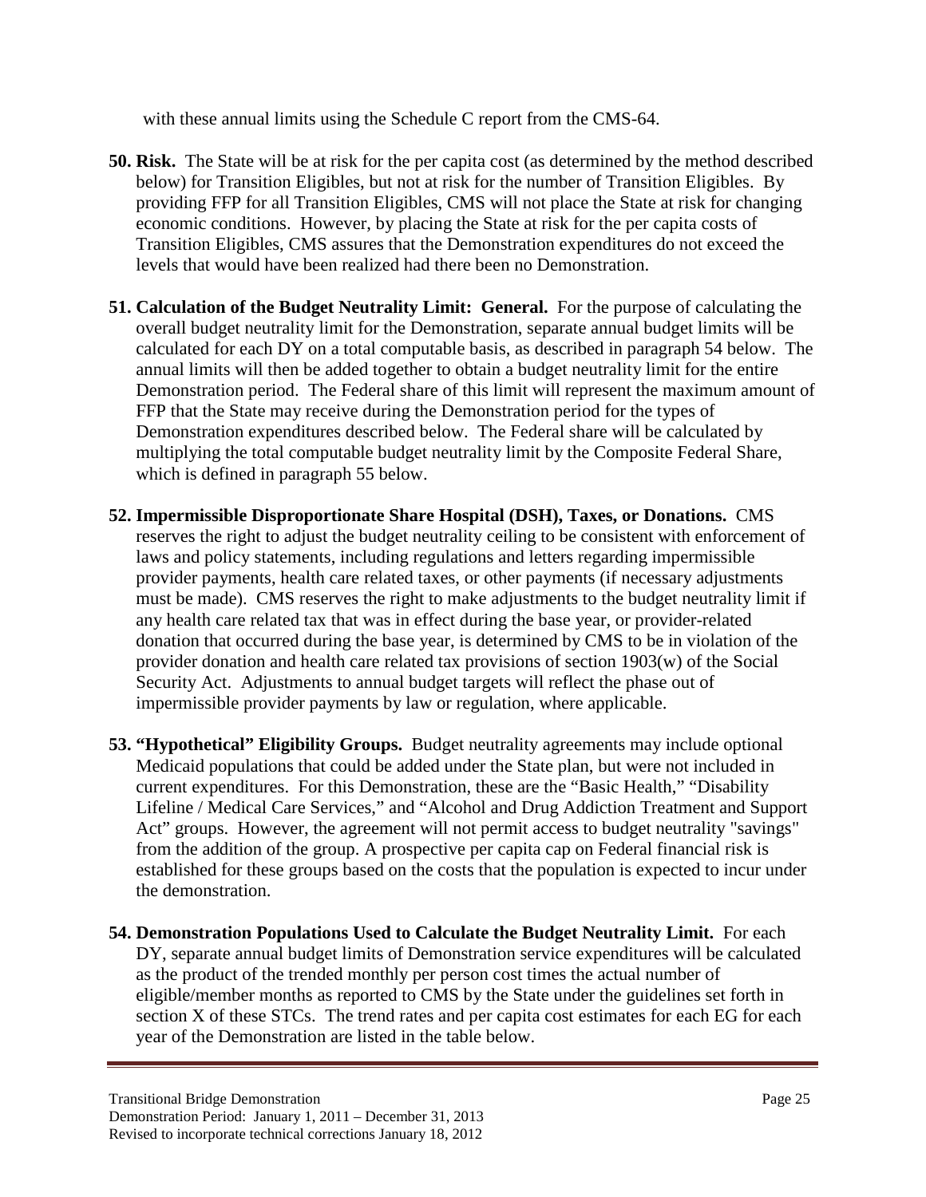with these annual limits using the Schedule C report from the CMS-64.

**50. Risk.** The State will be at risk for the per capita cost (as determined by the method described below) for Transition Eligibles, but not at risk for the number of Transition Eligibles. By providing FFP for all Transition Eligibles, CMS will not place the State at risk for changing economic conditions. However, by placing the State at risk for the per capita costs of Transition Eligibles, CMS assures that the Demonstration expenditures do not exceed the levels that would have been realized had there been no Demonstration.

**51. Calculation of the Budget Neutrality Limit: General.** For the purpose of calculating the overall budget neutrality limit for the Demonstration, separate annual budget limits will be calculated for each DY on a total computable basis, as described in paragraph 54 below. The annual limits will then be added together to obtain a budget neutrality limit for the entire Demonstration period. The Federal share of this limit will represent the maximum amount of FFP that the State may receive during the Demonstration period for the types of Demonstration expenditures described below. The Federal share will be calculated by multiplying the total computable budget neutrality limit by the Composite Federal Share, which is defined in paragraph 55 below.

**52. Impermissible Disproportionate Share Hospital (DSH), Taxes, or Donations.** CMS reserves the right to adjust the budget neutrality ceiling to be consistent with enforcement of laws and policy statements, including regulations and letters regarding impermissible provider payments, health care related taxes, or other payments (if necessary adjustments must be made). CMS reserves the right to make adjustments to the budget neutrality limit if any health care related tax that was in effect during the base year, or provider-related donation that occurred during the base year, is determined by CMS to be in violation of the provider donation and health care related tax provisions of section 1903(w) of the Social Security Act. Adjustments to annual budget targets will reflect the phase out of impermissible provider payments by law or regulation, where applicable.

**53. "Hypothetical" Eligibility Groups.** Budget neutrality agreements may include optional Medicaid populations that could be added under the State plan, but were not included in current expenditures. For this Demonstration, these are the "Basic Health," "Disability Lifeline / Medical Care Services," and "Alcohol and Drug Addiction Treatment and Support Act" groups. However, the agreement will not permit access to budget neutrality "savings" from the addition of the group. A prospective per capita cap on Federal financial risk is established for these groups based on the costs that the population is expected to incur under the demonstration.

**54. Demonstration Populations Used to Calculate the Budget Neutrality Limit.** For each DY, separate annual budget limits of Demonstration service expenditures will be calculated as the product of the trended monthly per person cost times the actual number of eligible/member months as reported to CMS by the State under the guidelines set forth in section X of these STCs. The trend rates and per capita cost estimates for each EG for each year of the Demonstration are listed in the table below.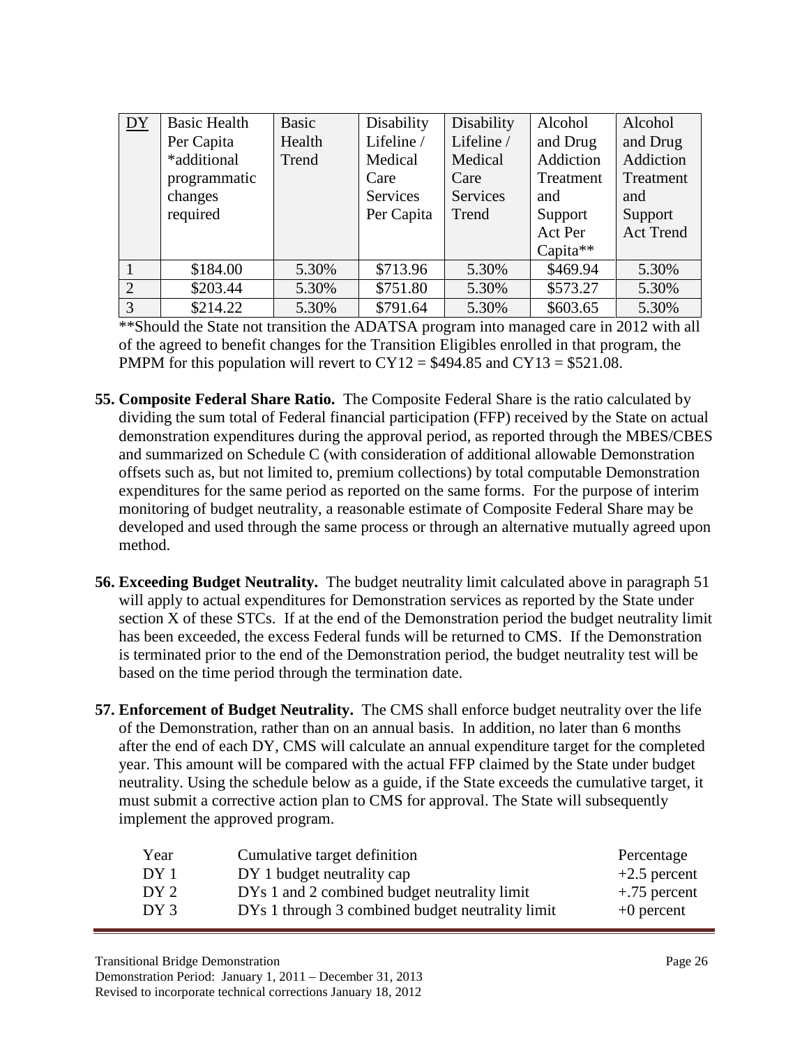| DY | Basic Health Per Capita *additional programmatic changes required | Basic Health Trend | Disability Lifeline / Medical Care Services Per Capita | Disability Lifeline / Medical Care Services Trend | Alcohol and Drug Addiction Treatment and Support Act Per Capita** | Alcohol and Drug Addiction Treatment and Support Act Trend |
|---|---|---|---|---|---|---|
| 1 | $184.00 | 5.30% | $713.96 | 5.30% | $469.94 | 5.30% |
| 2 | $203.44 | 5.30% | $751.80 | 5.30% | $573.27 | 5.30% |
| 3 | $214.22 | 5.30% | $791.64 | 5.30% | $603.65 | 5.30% |

**Should the State not transition the ADATSA program into managed care in 2012 with all of the agreed to benefit changes for the Transition Eligibles enrolled in that program, the PMPM for this population will revert to CY12 = $494.85 and CY13 = $521.08.

**55. Composite Federal Share Ratio.** The Composite Federal Share is the ratio calculated by dividing the sum total of Federal financial participation (FFP) received by the State on actual demonstration expenditures during the approval period, as reported through the MBES/CBES and summarized on Schedule C (with consideration of additional allowable Demonstration offsets such as, but not limited to, premium collections) by total computable Demonstration expenditures for the same period as reported on the same forms. For the purpose of interim monitoring of budget neutrality, a reasonable estimate of Composite Federal Share may be developed and used through the same process or through an alternative mutually agreed upon method.

**56. Exceeding Budget Neutrality.** The budget neutrality limit calculated above in paragraph 51 will apply to actual expenditures for Demonstration services as reported by the State under section X of these STCs. If at the end of the Demonstration period the budget neutrality limit has been exceeded, the excess Federal funds will be returned to CMS. If the Demonstration is terminated prior to the end of the Demonstration period, the budget neutrality test will be based on the time period through the termination date.

**57. Enforcement of Budget Neutrality.** The CMS shall enforce budget neutrality over the life of the Demonstration, rather than on an annual basis. In addition, no later than 6 months after the end of each DY, CMS will calculate an annual expenditure target for the completed year. This amount will be compared with the actual FFP claimed by the State under budget neutrality. Using the schedule below as a guide, if the State exceeds the cumulative target, it must submit a corrective action plan to CMS for approval. The State will subsequently implement the approved program.

| Year | Cumulative target definition | Percentage |
|---|---|---|
| DY 1 | DY 1 budget neutrality cap | +2.5 percent |
| DY 2 | DYs 1 and 2 combined budget neutrality limit | +.75 percent |
| DY 3 | DYs 1 through 3 combined budget neutrality limit | +0 percent |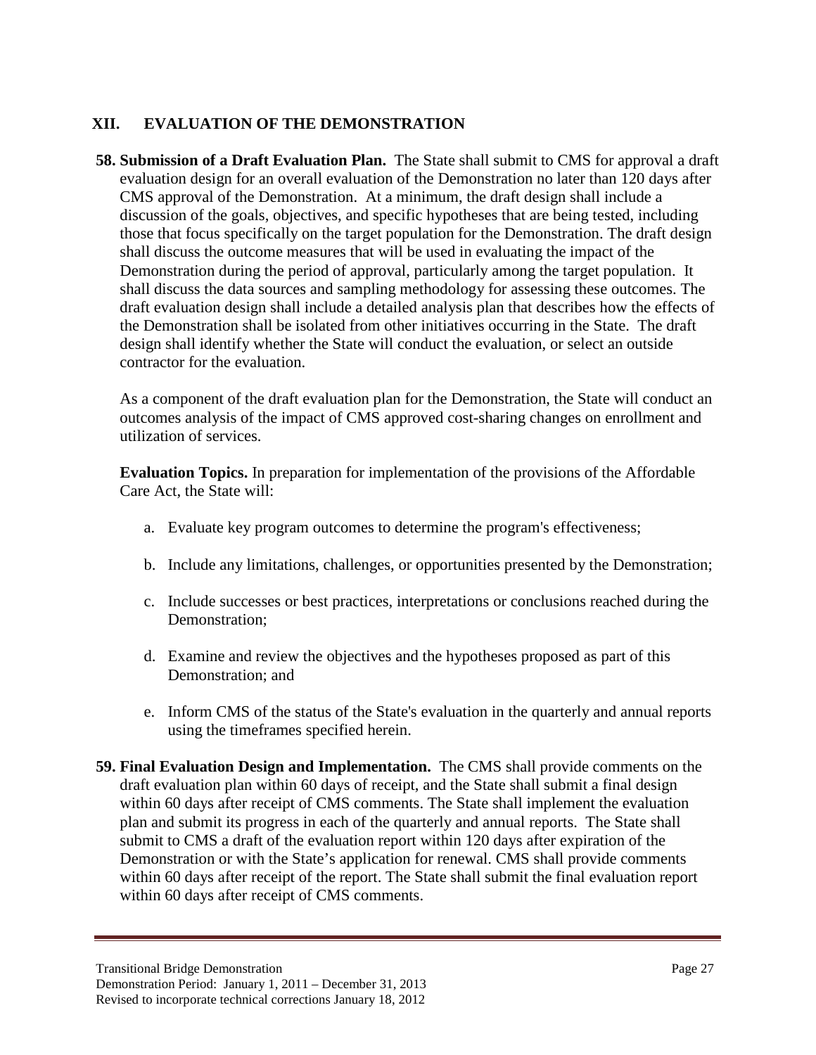## XII. EVALUATION OF THE DEMONSTRATION

**58. Submission of a Draft Evaluation Plan.** The State shall submit to CMS for approval a draft evaluation design for an overall evaluation of the Demonstration no later than 120 days after CMS approval of the Demonstration. At a minimum, the draft design shall include a discussion of the goals, objectives, and specific hypotheses that are being tested, including those that focus specifically on the target population for the Demonstration. The draft design shall discuss the outcome measures that will be used in evaluating the impact of the Demonstration during the period of approval, particularly among the target population. It shall discuss the data sources and sampling methodology for assessing these outcomes. The draft evaluation design shall include a detailed analysis plan that describes how the effects of the Demonstration shall be isolated from other initiatives occurring in the State. The draft design shall identify whether the State will conduct the evaluation, or select an outside contractor for the evaluation.

As a component of the draft evaluation plan for the Demonstration, the State will conduct an outcomes analysis of the impact of CMS approved cost-sharing changes on enrollment and utilization of services.

**Evaluation Topics.** In preparation for implementation of the provisions of the Affordable Care Act, the State will:

a. Evaluate key program outcomes to determine the program's effectiveness;

b. Include any limitations, challenges, or opportunities presented by the Demonstration;

c. Include successes or best practices, interpretations or conclusions reached during the Demonstration;

d. Examine and review the objectives and the hypotheses proposed as part of this Demonstration; and

e. Inform CMS of the status of the State's evaluation in the quarterly and annual reports using the timeframes specified herein.

**59. Final Evaluation Design and Implementation.** The CMS shall provide comments on the draft evaluation plan within 60 days of receipt, and the State shall submit a final design within 60 days after receipt of CMS comments. The State shall implement the evaluation plan and submit its progress in each of the quarterly and annual reports. The State shall submit to CMS a draft of the evaluation report within 120 days after expiration of the Demonstration or with the State's application for renewal. CMS shall provide comments within 60 days after receipt of the report. The State shall submit the final evaluation report within 60 days after receipt of CMS comments.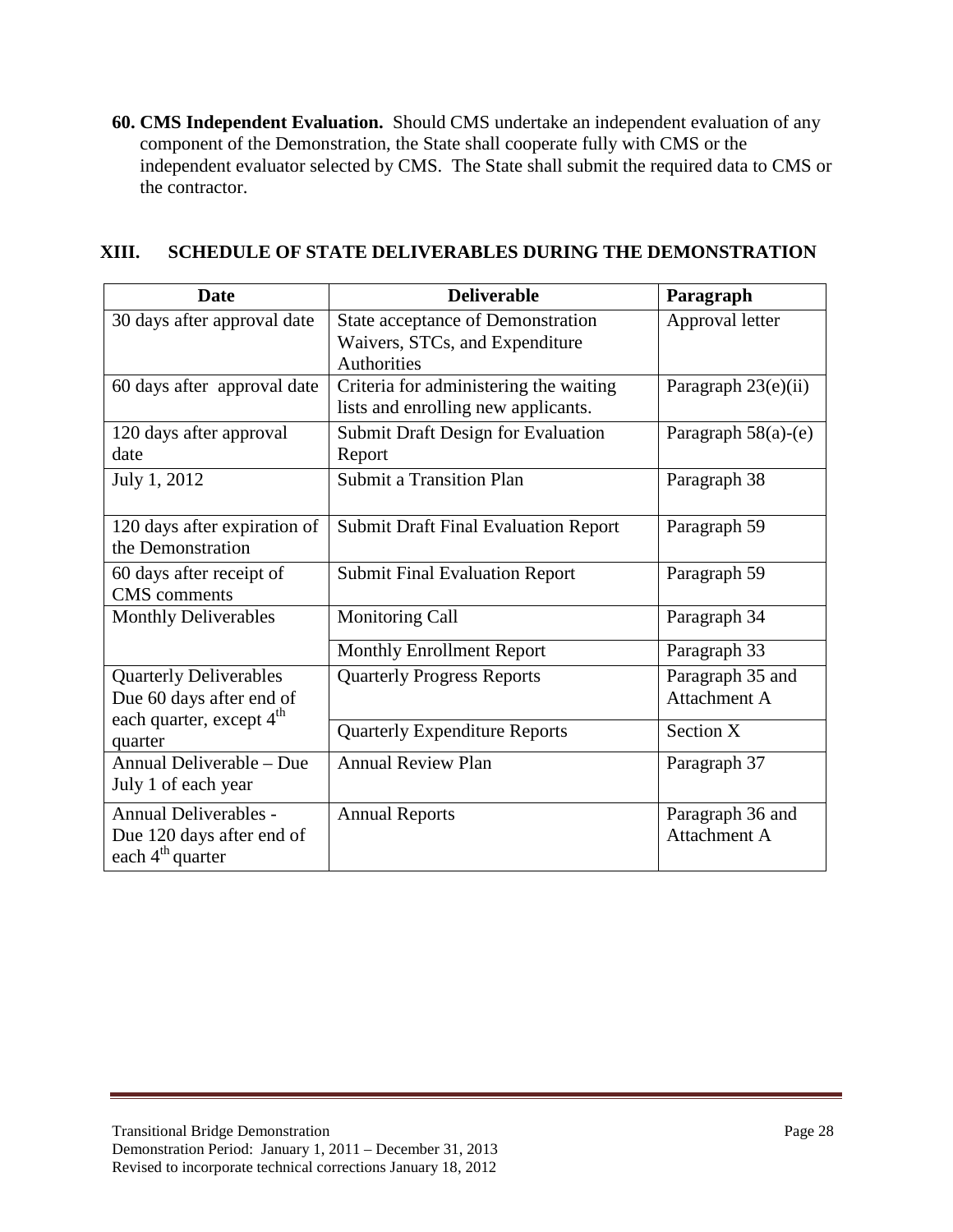**60. CMS Independent Evaluation.** Should CMS undertake an independent evaluation of any component of the Demonstration, the State shall cooperate fully with CMS or the independent evaluator selected by CMS. The State shall submit the required data to CMS or the contractor.

## XIII. SCHEDULE OF STATE DELIVERABLES DURING THE DEMONSTRATION

| Date | Deliverable | Paragraph |
|---|---|---|
| 30 days after approval date | State acceptance of Demonstration Waivers, STCs, and Expenditure Authorities | Approval letter |
| 60 days after approval date | Criteria for administering the waiting lists and enrolling new applicants. | Paragraph 23(e)(ii) |
| 120 days after approval date | Submit Draft Design for Evaluation Report | Paragraph 58(a)-(e) |
| July 1, 2012 | Submit a Transition Plan | Paragraph 38 |
| 120 days after expiration of the Demonstration | Submit Draft Final Evaluation Report | Paragraph 59 |
| 60 days after receipt of CMS comments | Submit Final Evaluation Report | Paragraph 59 |
| Monthly Deliverables | Monitoring Call | Paragraph 34 |
| | Monthly Enrollment Report | Paragraph 33 |
| Quarterly Deliverables Due 60 days after end of each quarter, except 4th quarter | Quarterly Progress Reports | Paragraph 35 and Attachment A |
| | Quarterly Expenditure Reports | Section X |
| Annual Deliverable – Due July 1 of each year | Annual Review Plan | Paragraph 37 |
| Annual Deliverables - Due 120 days after end of each 4th quarter | Annual Reports | Paragraph 36 and Attachment A |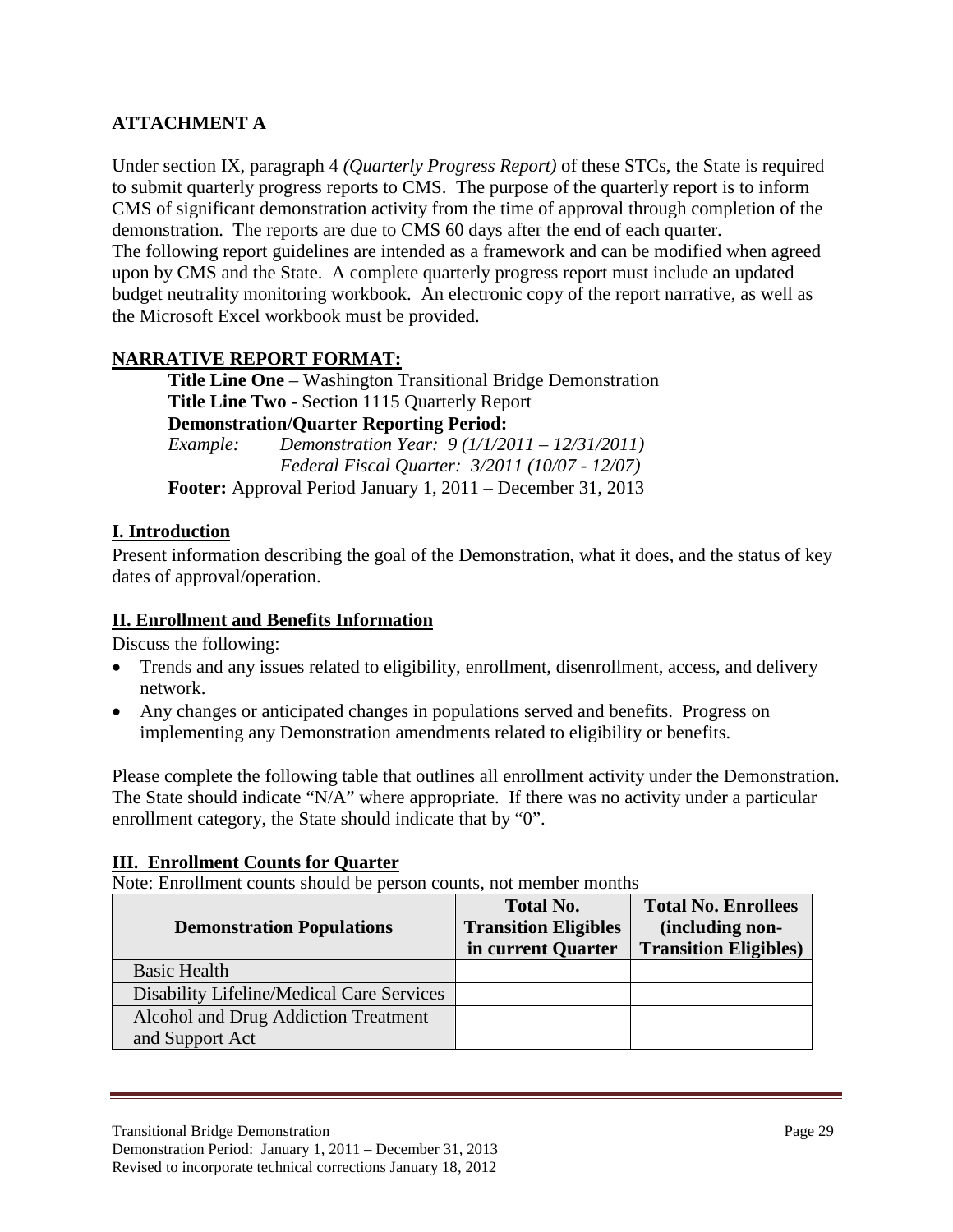## ATTACHMENT A

Under section IX, paragraph 4 *(Quarterly Progress Report)* of these STCs, the State is required to submit quarterly progress reports to CMS. The purpose of the quarterly report is to inform CMS of significant demonstration activity from the time of approval through completion of the demonstration. The reports are due to CMS 60 days after the end of each quarter.
The following report guidelines are intended as a framework and can be modified when agreed upon by CMS and the State. A complete quarterly progress report must include an updated budget neutrality monitoring workbook. An electronic copy of the report narrative, as well as the Microsoft Excel workbook must be provided.

### NARRATIVE REPORT FORMAT:

**Title Line One** – Washington Transitional Bridge Demonstration
**Title Line Two -** Section 1115 Quarterly Report
**Demonstration/Quarter Reporting Period:**
*Example:* *Demonstration Year: 9 (1/1/2011 – 12/31/2011)*
*Federal Fiscal Quarter: 3/2011 (10/07 - 12/07)*
**Footer:** Approval Period January 1, 2011 – December 31, 2013

### I. Introduction

Present information describing the goal of the Demonstration, what it does, and the status of key dates of approval/operation.

### II. Enrollment and Benefits Information

Discuss the following:

- Trends and any issues related to eligibility, enrollment, disenrollment, access, and delivery network.
- Any changes or anticipated changes in populations served and benefits. Progress on implementing any Demonstration amendments related to eligibility or benefits.

Please complete the following table that outlines all enrollment activity under the Demonstration. The State should indicate "N/A" where appropriate. If there was no activity under a particular enrollment category, the State should indicate that by "0".

### III. Enrollment Counts for Quarter

Note: Enrollment counts should be person counts, not member months

| Demonstration Populations | Total No. Transition Eligibles in current Quarter | Total No. Enrollees (including non-Transition Eligibles) |
|---|---|---|
| Basic Health | | |
| Disability Lifeline/Medical Care Services | | |
| Alcohol and Drug Addiction Treatment and Support Act | | |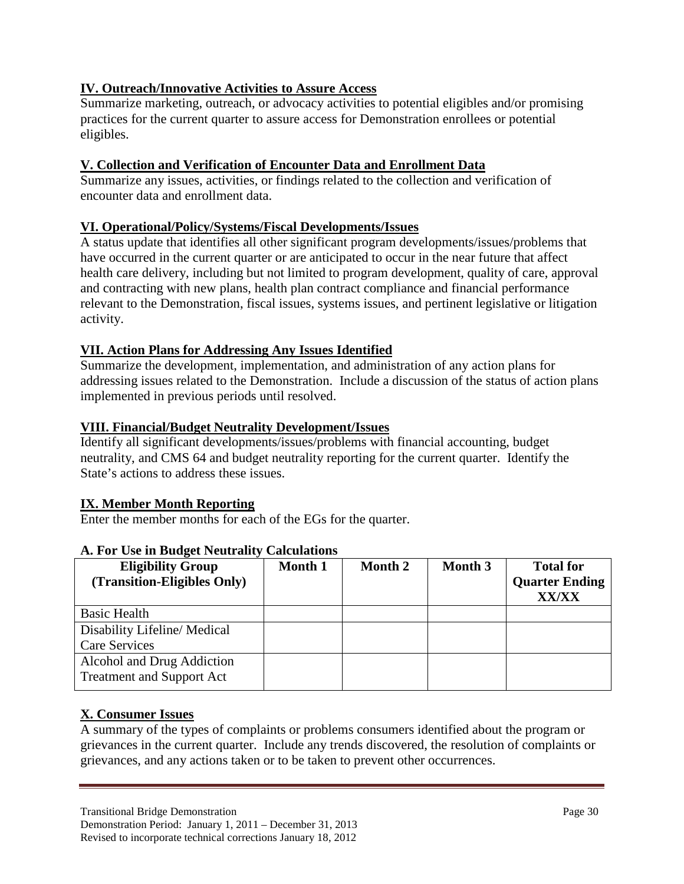## IV. Outreach/Innovative Activities to Assure Access

Summarize marketing, outreach, or advocacy activities to potential eligibles and/or promising practices for the current quarter to assure access for Demonstration enrollees or potential eligibles.

## V. Collection and Verification of Encounter Data and Enrollment Data

Summarize any issues, activities, or findings related to the collection and verification of encounter data and enrollment data.

## VI. Operational/Policy/Systems/Fiscal Developments/Issues

A status update that identifies all other significant program developments/issues/problems that have occurred in the current quarter or are anticipated to occur in the near future that affect health care delivery, including but not limited to program development, quality of care, approval and contracting with new plans, health plan contract compliance and financial performance relevant to the Demonstration, fiscal issues, systems issues, and pertinent legislative or litigation activity.

## VII. Action Plans for Addressing Any Issues Identified

Summarize the development, implementation, and administration of any action plans for addressing issues related to the Demonstration. Include a discussion of the status of action plans implemented in previous periods until resolved.

## VIII. Financial/Budget Neutrality Development/Issues

Identify all significant developments/issues/problems with financial accounting, budget neutrality, and CMS 64 and budget neutrality reporting for the current quarter. Identify the State's actions to address these issues.

## IX. Member Month Reporting

Enter the member months for each of the EGs for the quarter.

### A. For Use in Budget Neutrality Calculations

| Eligibility Group (Transition-Eligibles Only) | Month 1 | Month 2 | Month 3 | Total for Quarter Ending XX/XX |
|---|---|---|---|---|
| Basic Health | | | | |
| Disability Lifeline/ Medical Care Services | | | | |
| Alcohol and Drug Addiction Treatment and Support Act | | | | |

## X. Consumer Issues

A summary of the types of complaints or problems consumers identified about the program or grievances in the current quarter. Include any trends discovered, the resolution of complaints or grievances, and any actions taken or to be taken to prevent other occurrences.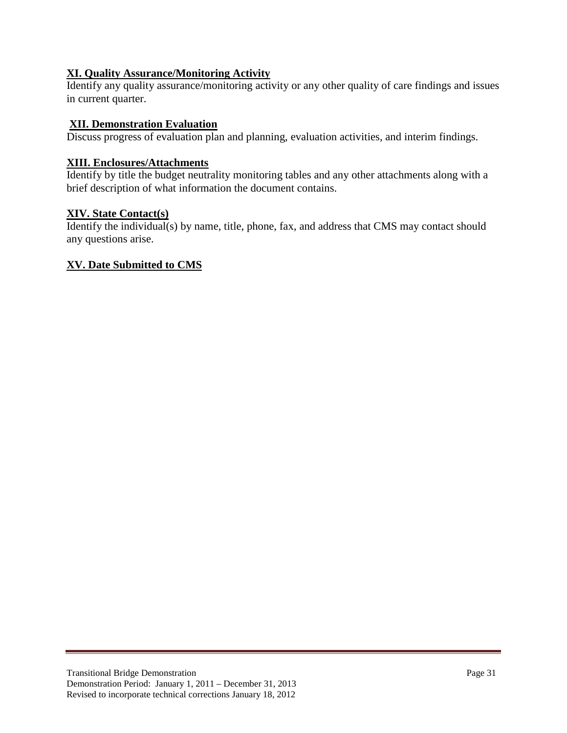**XI. Quality Assurance/Monitoring Activity**

Identify any quality assurance/monitoring activity or any other quality of care findings and issues in current quarter.

**XII. Demonstration Evaluation**

Discuss progress of evaluation plan and planning, evaluation activities, and interim findings.

**XIII. Enclosures/Attachments**

Identify by title the budget neutrality monitoring tables and any other attachments along with a brief description of what information the document contains.

**XIV. State Contact(s)**

Identify the individual(s) by name, title, phone, fax, and address that CMS may contact should any questions arise.

**XV. Date Submitted to CMS**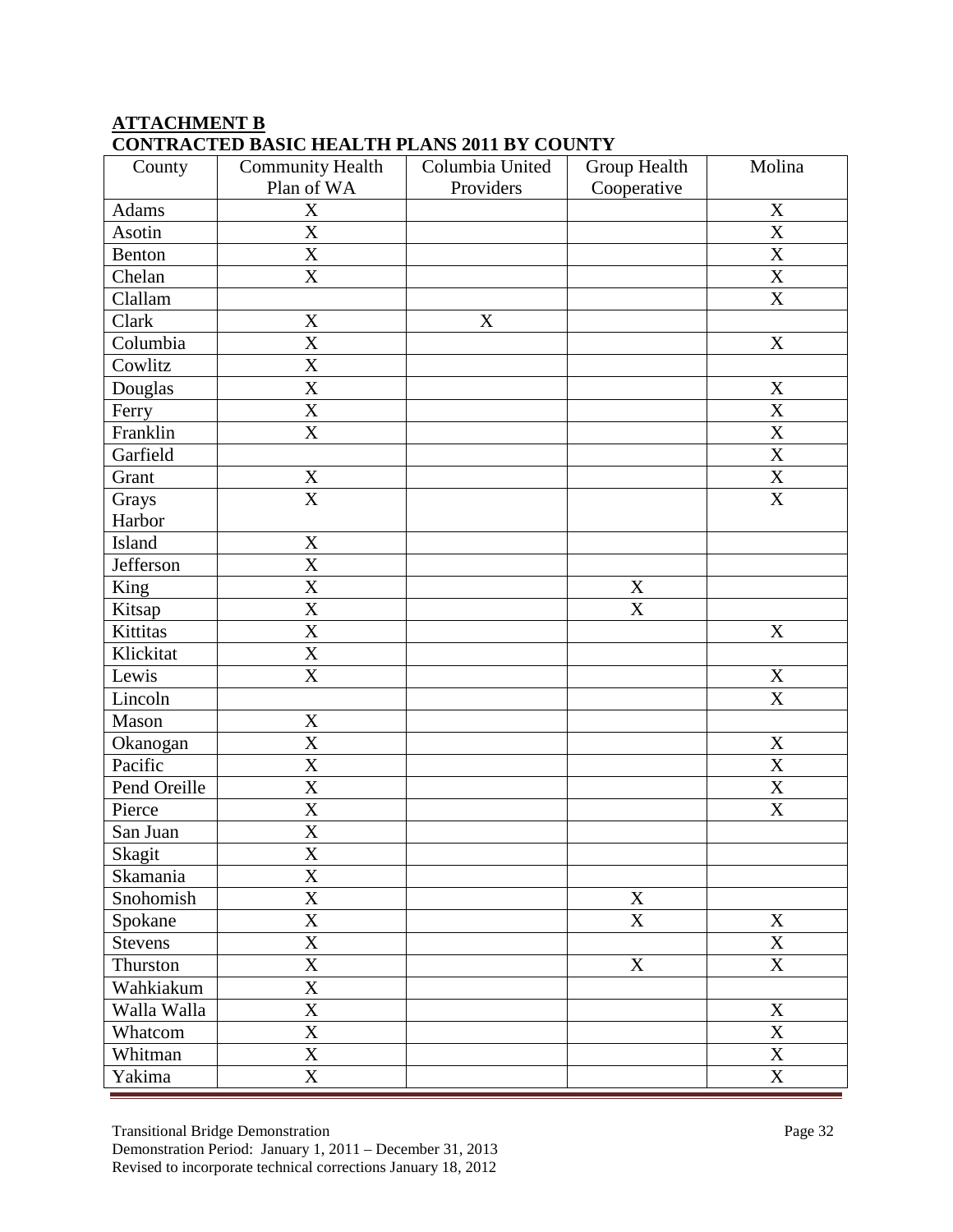**ATTACHMENT B**
**CONTRACTED BASIC HEALTH PLANS 2011 BY COUNTY**

| County | Community Health Plan of WA | Columbia United Providers | Group Health Cooperative | Molina |
|---|---|---|---|---|
| Adams | X | | | X |
| Asotin | X | | | X |
| Benton | X | | | X |
| Chelan | X | | | X |
| Clallam | | | | X |
| Clark | X | X | | |
| Columbia | X | | | X |
| Cowlitz | X | | | |
| Douglas | X | | | X |
| Ferry | X | | | X |
| Franklin | X | | | X |
| Garfield | | | | X |
| Grant | X | | | X |
| Grays Harbor | X | | | X |
| Island | X | | | |
| Jefferson | X | | | |
| King | X | | X | |
| Kitsap | X | | X | |
| Kittitas | X | | | X |
| Klickitat | X | | | |
| Lewis | X | | | X |
| Lincoln | | | | X |
| Mason | X | | | |
| Okanogan | X | | | X |
| Pacific | X | | | X |
| Pend Oreille | X | | | X |
| Pierce | X | | | X |
| San Juan | X | | | |
| Skagit | X | | | |
| Skamania | X | | | |
| Snohomish | X | | X | |
| Spokane | X | | X | X |
| Stevens | X | | | X |
| Thurston | X | | X | X |
| Wahkiakum | X | | | |
| Walla Walla | X | | | X |
| Whatcom | X | | | X |
| Whitman | X | | | X |
| Yakima | X | | | X |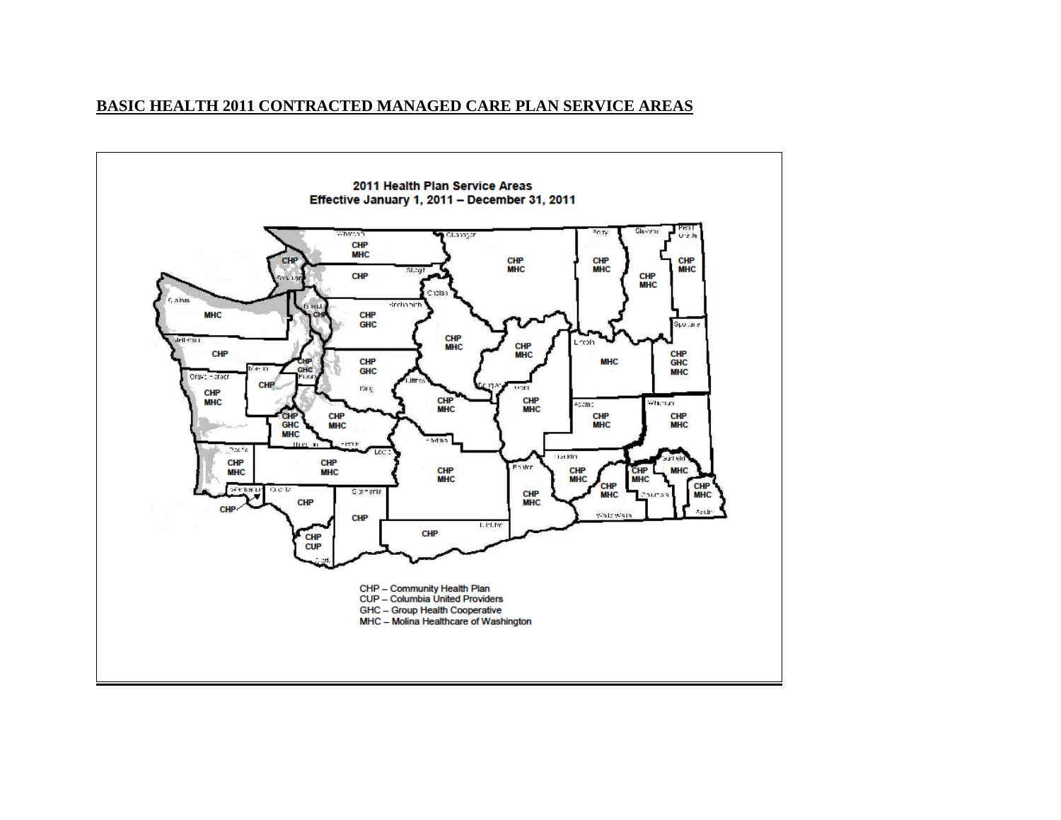## BASIC HEALTH 2011 CONTRACTED MANAGED CARE PLAN SERVICE AREAS

**2011 Health Plan Service Areas**
**Effective January 1, 2011 – December 31, 2011**

CHP – Community Health Plan
CUP – Columbia United Providers
GHC – Group Health Cooperative
MHC – Molina Healthcare of Washington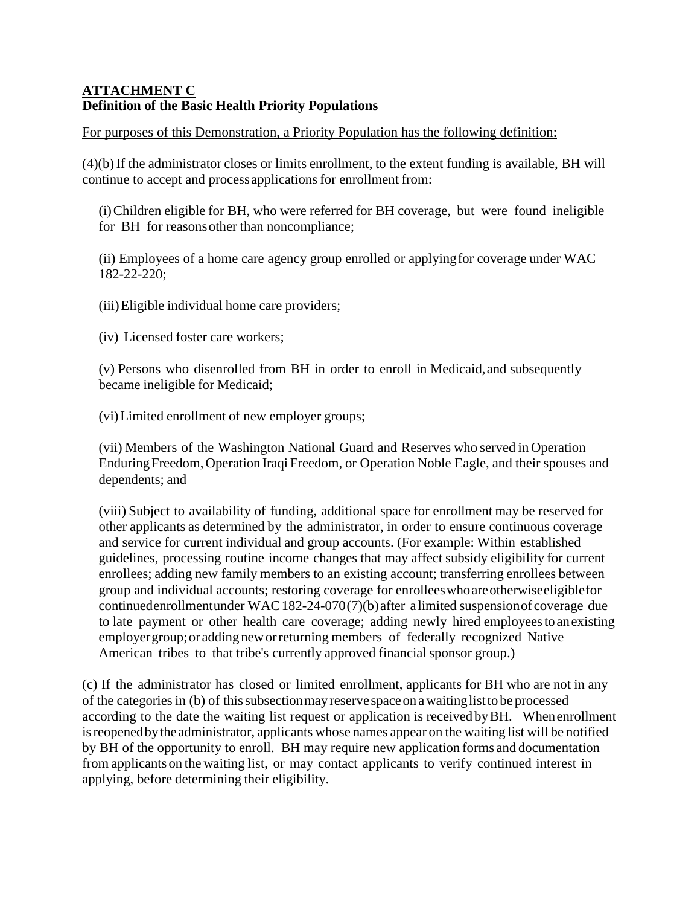**ATTACHMENT C**

**Definition of the Basic Health Priority Populations**

For purposes of this Demonstration, a Priority Population has the following definition:

(4)(b) If the administrator closes or limits enrollment, to the extent funding is available, BH will continue to accept and process applications for enrollment from:

(i) Children eligible for BH, who were referred for BH coverage, but were found ineligible for BH for reasons other than noncompliance;

(ii) Employees of a home care agency group enrolled or applying for coverage under WAC 182-22-220;

(iii) Eligible individual home care providers;

(iv) Licensed foster care workers;

(v) Persons who disenrolled from BH in order to enroll in Medicaid, and subsequently became ineligible for Medicaid;

(vi) Limited enrollment of new employer groups;

(vii) Members of the Washington National Guard and Reserves who served in Operation Enduring Freedom, Operation Iraqi Freedom, or Operation Noble Eagle, and their spouses and dependents; and

(viii) Subject to availability of funding, additional space for enrollment may be reserved for other applicants as determined by the administrator, in order to ensure continuous coverage and service for current individual and group accounts. (For example: Within established guidelines, processing routine income changes that may affect subsidy eligibility for current enrollees; adding new family members to an existing account; transferring enrollees between group and individual accounts; restoring coverage for enrollees who are otherwise eligible for continued enrollment under WAC 182-24-070(7)(b) after a limited suspension of coverage due to late payment or other health care coverage; adding newly hired employees to an existing employer group; or adding new or returning members of federally recognized Native American tribes to that tribe's currently approved financial sponsor group.)

(c) If the administrator has closed or limited enrollment, applicants for BH who are not in any of the categories in (b) of this subsection may reserve space on a waiting list to be processed according to the date the waiting list request or application is received by BH. When enrollment is reopened by the administrator, applicants whose names appear on the waiting list will be notified by BH of the opportunity to enroll. BH may require new application forms and documentation from applicants on the waiting list, or may contact applicants to verify continued interest in applying, before determining their eligibility.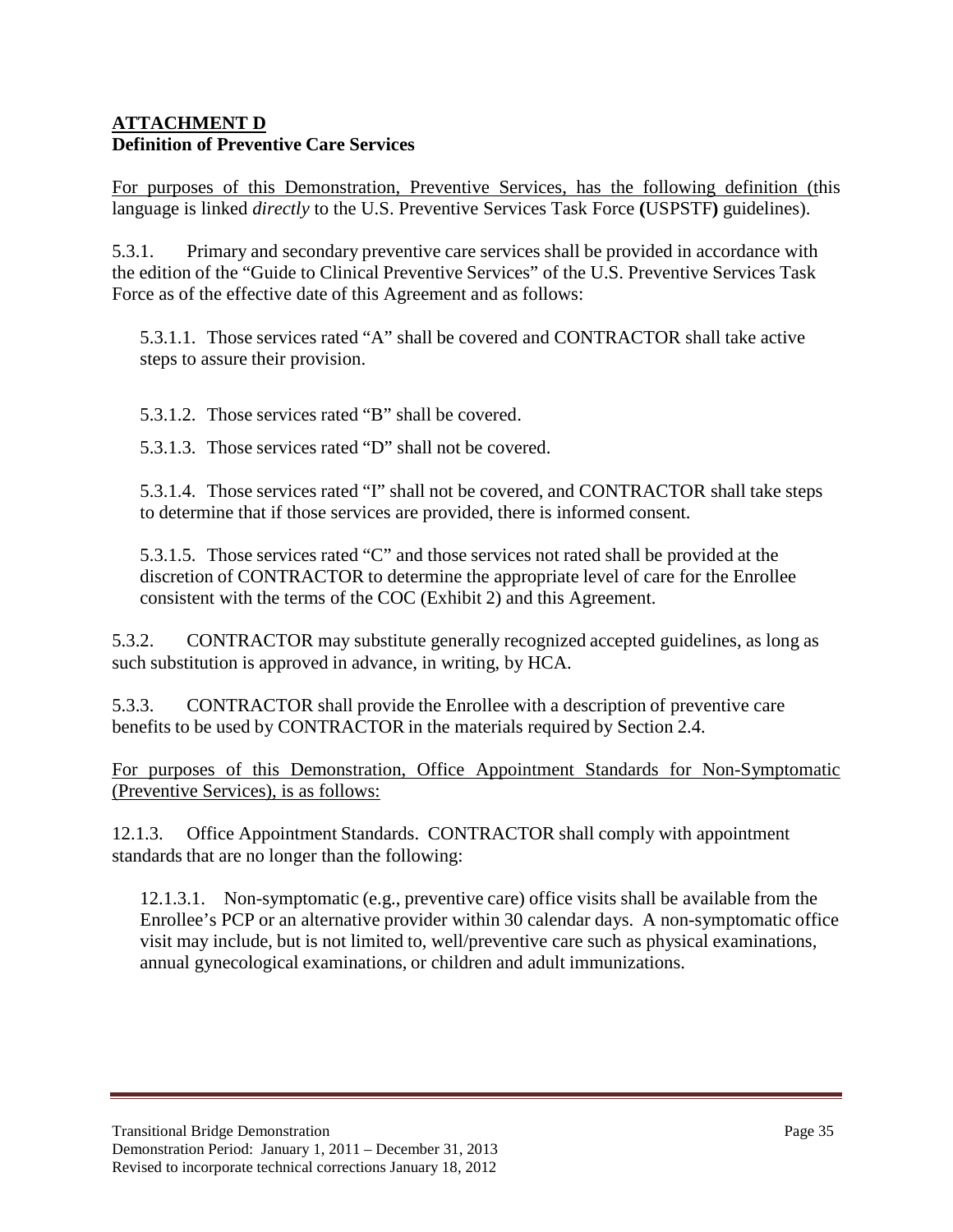**ATTACHMENT D**
**Definition of Preventive Care Services**

For purposes of this Demonstration, Preventive Services, has the following definition (this language is linked *directly* to the U.S. Preventive Services Task Force **(**USPSTF**)** guidelines).

5.3.1. Primary and secondary preventive care services shall be provided in accordance with the edition of the "Guide to Clinical Preventive Services" of the U.S. Preventive Services Task Force as of the effective date of this Agreement and as follows:

5.3.1.1. Those services rated "A" shall be covered and CONTRACTOR shall take active steps to assure their provision.

5.3.1.2. Those services rated "B" shall be covered.

5.3.1.3. Those services rated "D" shall not be covered.

5.3.1.4. Those services rated "I" shall not be covered, and CONTRACTOR shall take steps to determine that if those services are provided, there is informed consent.

5.3.1.5. Those services rated "C" and those services not rated shall be provided at the discretion of CONTRACTOR to determine the appropriate level of care for the Enrollee consistent with the terms of the COC (Exhibit 2) and this Agreement.

5.3.2. CONTRACTOR may substitute generally recognized accepted guidelines, as long as such substitution is approved in advance, in writing, by HCA.

5.3.3. CONTRACTOR shall provide the Enrollee with a description of preventive care benefits to be used by CONTRACTOR in the materials required by Section 2.4.

For purposes of this Demonstration, Office Appointment Standards for Non-Symptomatic (Preventive Services), is as follows:

12.1.3. Office Appointment Standards. CONTRACTOR shall comply with appointment standards that are no longer than the following:

12.1.3.1. Non-symptomatic (e.g., preventive care) office visits shall be available from the Enrollee's PCP or an alternative provider within 30 calendar days. A non-symptomatic office visit may include, but is not limited to, well/preventive care such as physical examinations, annual gynecological examinations, or children and adult immunizations.